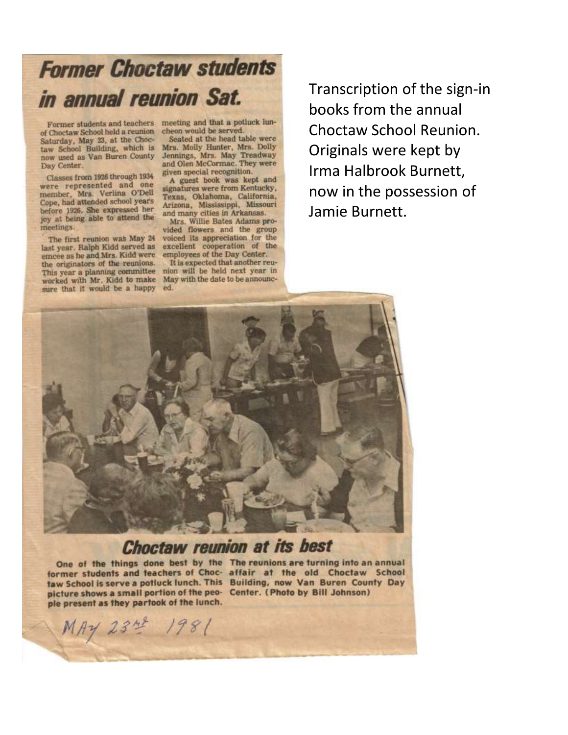# Former Choctaw students in annual reunion Sat.

Former students and teachers of Choctaw School held a reunion Saturday, May 23, at the Choctaw School Building, which is now used as Van Buren County Day Center.

Classes from 1926 through 1934 were represented and one member, Mrs. Verlina O'Dell Cope, had attended school years before 1926. She expressed her joy at being able to attend the meetings.

The first reunion was May 24 last year. Ralph Kidd served as emcee as he and Mrs. Kidd were the originators of the reunions. This year a planning committee worked with Mr. Kidd to make sure that it would be a happy meeting and that a potluck luncheon would be served.

Seated at the head table were Mrs. Molly Hunter, Mrs. Dolly Jennings, Mrs. May Treadway and Olen McCormac. They were given special recognition.

A guest book was kept and signatures were from Kentucky, Texas, Oklahoma, California, Arizona, Mississippi, Missouri and many cities in Arkansas.

Mrs. Willie Bates Adams provided flowers and the group voiced its appreciation for the excellent cooperation of the employees of the Day Center.

It is expected that another reunion will be held next year in May with the date to be announced.

## Choctaw reunion at its best

One of the things done best by the former students and teachers of Choctaw School is serve a potluck lunch. This picture shows a small portion of the people present as they partook of the lunch. The reunions are turning into an annual affair at the old Choctaw School Building, now Van Buren County Day Center. (Photo by Bill Johnson)

MAY 23rd 1981

Transcription of the sign-in books from the annual Choctaw School Reunion. Originals were kept by Irma Halbrook Burnett, now in the possession of Jamie Burnett.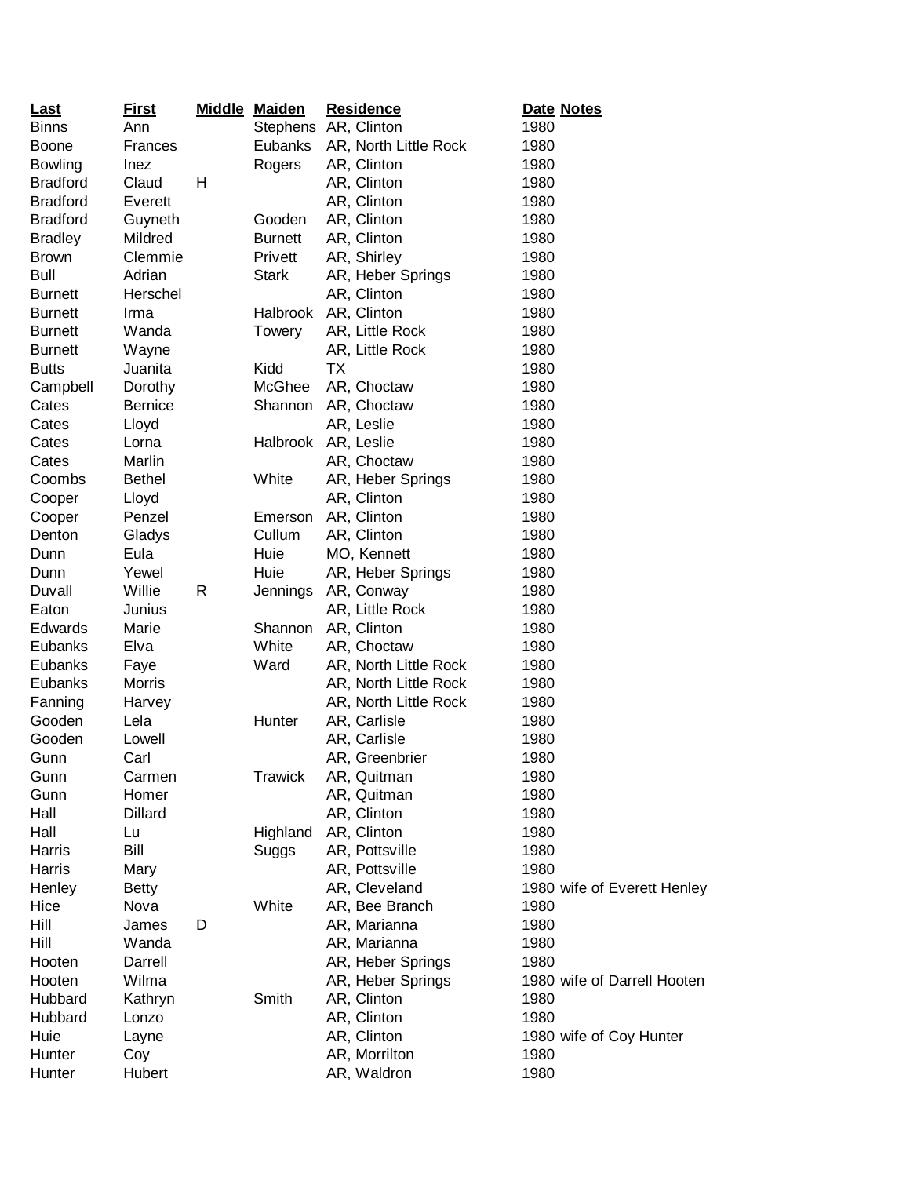| Last | First | Middle | Maiden | Residence | Date | Notes |
|---|---|---|---|---|---|---|
| Binns | Ann | | Stephens | AR, Clinton | 1980 | |
| Boone | Frances | | Eubanks | AR, North Little Rock | 1980 | |
| Bowling | Inez | | Rogers | AR, Clinton | 1980 | |
| Bradford | Claud | H | | AR, Clinton | 1980 | |
| Bradford | Everett | | | AR, Clinton | 1980 | |
| Bradford | Guyneth | | Gooden | AR, Clinton | 1980 | |
| Bradley | Mildred | | Burnett | AR, Clinton | 1980 | |
| Brown | Clemmie | | Privett | AR, Shirley | 1980 | |
| Bull | Adrian | | Stark | AR, Heber Springs | 1980 | |
| Burnett | Herschel | | | AR, Clinton | 1980 | |
| Burnett | Irma | | Halbrook | AR, Clinton | 1980 | |
| Burnett | Wanda | | Towery | AR, Little Rock | 1980 | |
| Burnett | Wayne | | | AR, Little Rock | 1980 | |
| Butts | Juanita | | Kidd | TX | 1980 | |
| Campbell | Dorothy | | McGhee | AR, Choctaw | 1980 | |
| Cates | Bernice | | Shannon | AR, Choctaw | 1980 | |
| Cates | Lloyd | | | AR, Leslie | 1980 | |
| Cates | Lorna | | Halbrook | AR, Leslie | 1980 | |
| Cates | Marlin | | | AR, Choctaw | 1980 | |
| Coombs | Bethel | | White | AR, Heber Springs | 1980 | |
| Cooper | Lloyd | | | AR, Clinton | 1980 | |
| Cooper | Penzel | | Emerson | AR, Clinton | 1980 | |
| Denton | Gladys | | Cullum | AR, Clinton | 1980 | |
| Dunn | Eula | | Huie | MO, Kennett | 1980 | |
| Dunn | Yewel | | Huie | AR, Heber Springs | 1980 | |
| Duvall | Willie | R | Jennings | AR, Conway | 1980 | |
| Eaton | Junius | | | AR, Little Rock | 1980 | |
| Edwards | Marie | | Shannon | AR, Clinton | 1980 | |
| Eubanks | Elva | | White | AR, Choctaw | 1980 | |
| Eubanks | Faye | | Ward | AR, North Little Rock | 1980 | |
| Eubanks | Morris | | | AR, North Little Rock | 1980 | |
| Fanning | Harvey | | | AR, North Little Rock | 1980 | |
| Gooden | Lela | | Hunter | AR, Carlisle | 1980 | |
| Gooden | Lowell | | | AR, Carlisle | 1980 | |
| Gunn | Carl | | | AR, Greenbrier | 1980 | |
| Gunn | Carmen | | Trawick | AR, Quitman | 1980 | |
| Gunn | Homer | | | AR, Quitman | 1980 | |
| Hall | Dillard | | | AR, Clinton | 1980 | |
| Hall | Lu | | Highland | AR, Clinton | 1980 | |
| Harris | Bill | | Suggs | AR, Pottsville | 1980 | |
| Harris | Mary | | | AR, Pottsville | 1980 | |
| Henley | Betty | | | AR, Cleveland | 1980 | wife of Everett Henley |
| Hice | Nova | | White | AR, Bee Branch | 1980 | |
| Hill | James | D | | AR, Marianna | 1980 | |
| Hill | Wanda | | | AR, Marianna | 1980 | |
| Hooten | Darrell | | | AR, Heber Springs | 1980 | |
| Hooten | Wilma | | | AR, Heber Springs | 1980 | wife of Darrell Hooten |
| Hubbard | Kathryn | | Smith | AR, Clinton | 1980 | |
| Hubbard | Lonzo | | | AR, Clinton | 1980 | |
| Huie | Layne | | | AR, Clinton | 1980 | wife of Coy Hunter |
| Hunter | Coy | | | AR, Morrilton | 1980 | |
| Hunter | Hubert | | | AR, Waldron | 1980 | |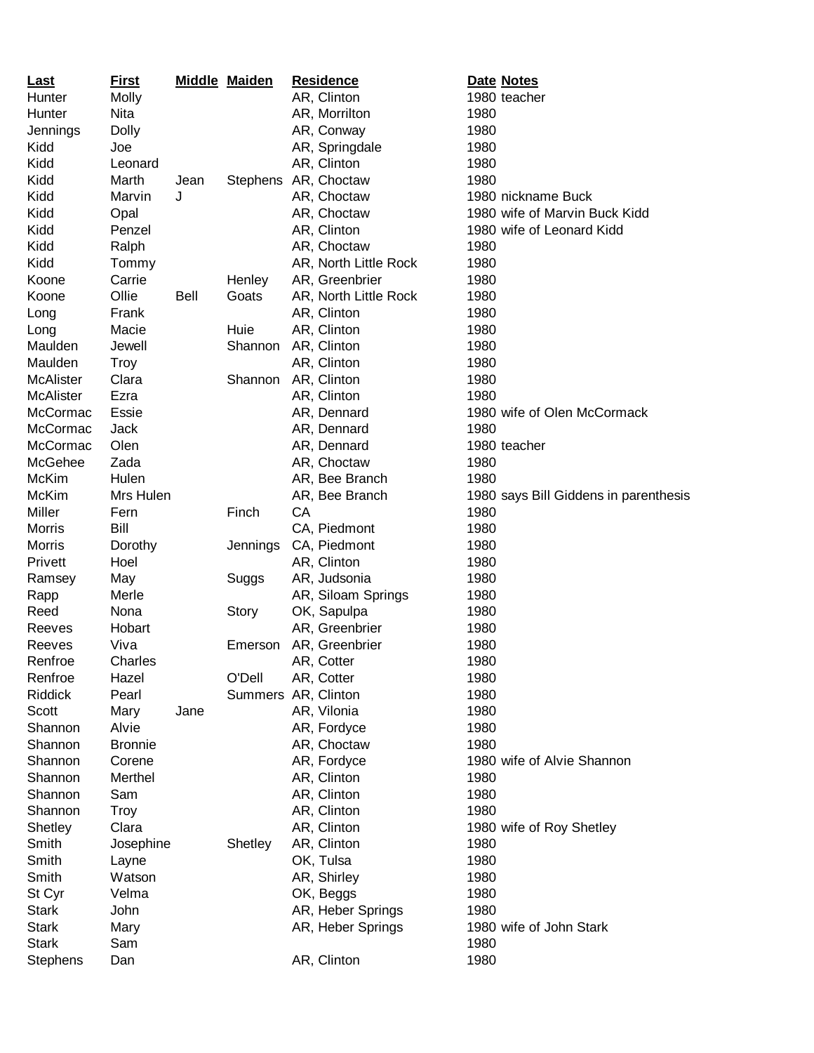| Last | First | Middle | Maiden | Residence | Date | Notes |
|---|---|---|---|---|---|---|
| Hunter | Molly | | | AR, Clinton | 1980 | teacher |
| Hunter | Nita | | | AR, Morrilton | 1980 | |
| Jennings | Dolly | | | AR, Conway | 1980 | |
| Kidd | Joe | | | AR, Springdale | 1980 | |
| Kidd | Leonard | | | AR, Clinton | 1980 | |
| Kidd | Marth | Jean | Stephens | AR, Choctaw | 1980 | |
| Kidd | Marvin | J | | AR, Choctaw | 1980 | nickname Buck |
| Kidd | Opal | | | AR, Choctaw | 1980 | wife of Marvin Buck Kidd |
| Kidd | Penzel | | | AR, Clinton | 1980 | wife of Leonard Kidd |
| Kidd | Ralph | | | AR, Choctaw | 1980 | |
| Kidd | Tommy | | | AR, North Little Rock | 1980 | |
| Koone | Carrie | | Henley | AR, Greenbrier | 1980 | |
| Koone | Ollie | Bell | Goats | AR, North Little Rock | 1980 | |
| Long | Frank | | | AR, Clinton | 1980 | |
| Long | Macie | | Huie | AR, Clinton | 1980 | |
| Maulden | Jewell | | Shannon | AR, Clinton | 1980 | |
| Maulden | Troy | | | AR, Clinton | 1980 | |
| McAlister | Clara | | Shannon | AR, Clinton | 1980 | |
| McAlister | Ezra | | | AR, Clinton | 1980 | |
| McCormac | Essie | | | AR, Dennard | 1980 | wife of Olen McCormack |
| McCormac | Jack | | | AR, Dennard | 1980 | |
| McCormac | Olen | | | AR, Dennard | 1980 | teacher |
| McGehee | Zada | | | AR, Choctaw | 1980 | |
| McKim | Hulen | | | AR, Bee Branch | 1980 | |
| McKim | Mrs Hulen | | | AR, Bee Branch | 1980 | says Bill Giddens in parenthesis |
| Miller | Fern | | Finch | CA | 1980 | |
| Morris | Bill | | | CA, Piedmont | 1980 | |
| Morris | Dorothy | | Jennings | CA, Piedmont | 1980 | |
| Privett | Hoel | | | AR, Clinton | 1980 | |
| Ramsey | May | | Suggs | AR, Judsonia | 1980 | |
| Rapp | Merle | | | AR, Siloam Springs | 1980 | |
| Reed | Nona | | Story | OK, Sapulpa | 1980 | |
| Reeves | Hobart | | | AR, Greenbrier | 1980 | |
| Reeves | Viva | | Emerson | AR, Greenbrier | 1980 | |
| Renfroe | Charles | | | AR, Cotter | 1980 | |
| Renfroe | Hazel | | O'Dell | AR, Cotter | 1980 | |
| Riddick | Pearl | | Summers | AR, Clinton | 1980 | |
| Scott | Mary | Jane | | AR, Vilonia | 1980 | |
| Shannon | Alvie | | | AR, Fordyce | 1980 | |
| Shannon | Bronnie | | | AR, Choctaw | 1980 | |
| Shannon | Corene | | | AR, Fordyce | 1980 | wife of Alvie Shannon |
| Shannon | Merthel | | | AR, Clinton | 1980 | |
| Shannon | Sam | | | AR, Clinton | 1980 | |
| Shannon | Troy | | | AR, Clinton | 1980 | |
| Shetley | Clara | | | AR, Clinton | 1980 | wife of Roy Shetley |
| Smith | Josephine | | Shetley | AR, Clinton | 1980 | |
| Smith | Layne | | | OK, Tulsa | 1980 | |
| Smith | Watson | | | AR, Shirley | 1980 | |
| St Cyr | Velma | | | OK, Beggs | 1980 | |
| Stark | John | | | AR, Heber Springs | 1980 | |
| Stark | Mary | | | AR, Heber Springs | 1980 | wife of John Stark |
| Stark | Sam | | | | 1980 | |
| Stephens | Dan | | | AR, Clinton | 1980 | |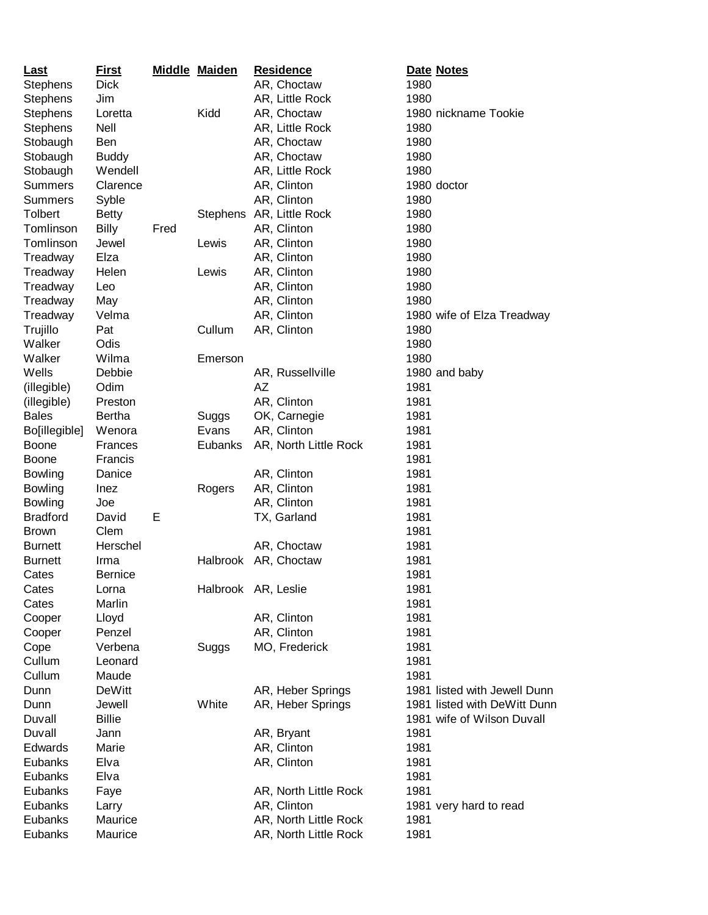| Last | First | Middle | Maiden | Residence | Date | Notes |
|---|---|---|---|---|---|---|
| Stephens | Dick | | | AR, Choctaw | 1980 | |
| Stephens | Jim | | | AR, Little Rock | 1980 | |
| Stephens | Loretta | | Kidd | AR, Choctaw | 1980 | nickname Tookie |
| Stephens | Nell | | | AR, Little Rock | 1980 | |
| Stobaugh | Ben | | | AR, Choctaw | 1980 | |
| Stobaugh | Buddy | | | AR, Choctaw | 1980 | |
| Stobaugh | Wendell | | | AR, Little Rock | 1980 | |
| Summers | Clarence | | | AR, Clinton | 1980 | doctor |
| Summers | Syble | | | AR, Clinton | 1980 | |
| Tolbert | Betty | | Stephens | AR, Little Rock | 1980 | |
| Tomlinson | Billy | Fred | | AR, Clinton | 1980 | |
| Tomlinson | Jewel | | Lewis | AR, Clinton | 1980 | |
| Treadway | Elza | | | AR, Clinton | 1980 | |
| Treadway | Helen | | Lewis | AR, Clinton | 1980 | |
| Treadway | Leo | | | AR, Clinton | 1980 | |
| Treadway | May | | | AR, Clinton | 1980 | |
| Treadway | Velma | | | AR, Clinton | 1980 | wife of Elza Treadway |
| Trujillo | Pat | | Cullum | AR, Clinton | 1980 | |
| Walker | Odis | | | | 1980 | |
| Walker | Wilma | | Emerson | | 1980 | |
| Wells | Debbie | | | AR, Russellville | 1980 | and baby |
| (illegible) | Odim | | | AZ | 1981 | |
| (illegible) | Preston | | | AR, Clinton | 1981 | |
| Bales | Bertha | | Suggs | OK, Carnegie | 1981 | |
| Bo[illegible] | Wenora | | Evans | AR, Clinton | 1981 | |
| Boone | Frances | | Eubanks | AR, North Little Rock | 1981 | |
| Boone | Francis | | | | 1981 | |
| Bowling | Danice | | | AR, Clinton | 1981 | |
| Bowling | Inez | | Rogers | AR, Clinton | 1981 | |
| Bowling | Joe | | | AR, Clinton | 1981 | |
| Bradford | David | E | | TX, Garland | 1981 | |
| Brown | Clem | | | | 1981 | |
| Burnett | Herschel | | | AR, Choctaw | 1981 | |
| Burnett | Irma | | Halbrook | AR, Choctaw | 1981 | |
| Cates | Bernice | | | | 1981 | |
| Cates | Lorna | | Halbrook | AR, Leslie | 1981 | |
| Cates | Marlin | | | | 1981 | |
| Cooper | Lloyd | | | AR, Clinton | 1981 | |
| Cooper | Penzel | | | AR, Clinton | 1981 | |
| Cope | Verbena | | Suggs | MO, Frederick | 1981 | |
| Cullum | Leonard | | | | 1981 | |
| Cullum | Maude | | | | 1981 | |
| Dunn | DeWitt | | | AR, Heber Springs | 1981 | listed with Jewell Dunn |
| Dunn | Jewell | | White | AR, Heber Springs | 1981 | listed with DeWitt Dunn |
| Duvall | Billie | | | | 1981 | wife of Wilson Duvall |
| Duvall | Jann | | | AR, Bryant | 1981 | |
| Edwards | Marie | | | AR, Clinton | 1981 | |
| Eubanks | Elva | | | AR, Clinton | 1981 | |
| Eubanks | Elva | | | | 1981 | |
| Eubanks | Faye | | | AR, North Little Rock | 1981 | |
| Eubanks | Larry | | | AR, Clinton | 1981 | very hard to read |
| Eubanks | Maurice | | | AR, North Little Rock | 1981 | |
| Eubanks | Maurice | | | AR, North Little Rock | 1981 | |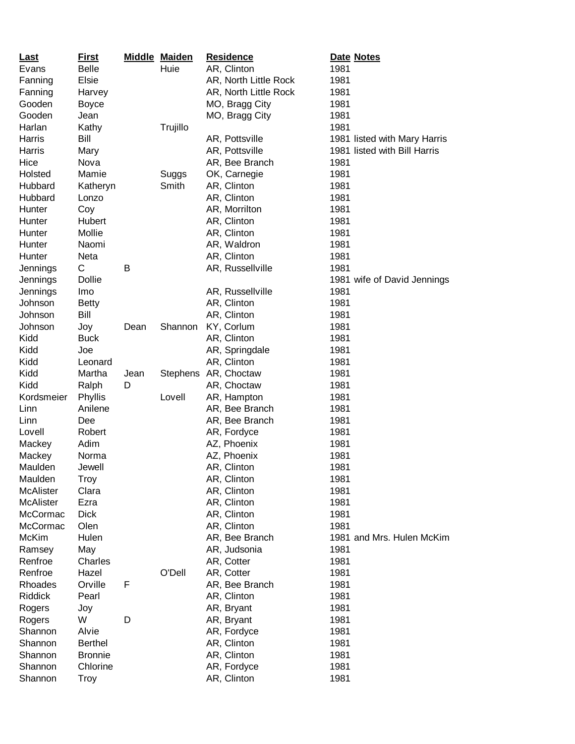| Last | First | Middle | Maiden | Residence | Date | Notes |
| --- | --- | --- | --- | --- | --- | --- |
| Evans | Belle | | Huie | AR, Clinton | 1981 | |
| Fanning | Elsie | | | AR, North Little Rock | 1981 | |
| Fanning | Harvey | | | AR, North Little Rock | 1981 | |
| Gooden | Boyce | | | MO, Bragg City | 1981 | |
| Gooden | Jean | | | MO, Bragg City | 1981 | |
| Harlan | Kathy | | Trujillo | | 1981 | |
| Harris | Bill | | | AR, Pottsville | 1981 | listed with Mary Harris |
| Harris | Mary | | | AR, Pottsville | 1981 | listed with Bill Harris |
| Hice | Nova | | | AR, Bee Branch | 1981 | |
| Holsted | Mamie | | Suggs | OK, Carnegie | 1981 | |
| Hubbard | Katheryn | | Smith | AR, Clinton | 1981 | |
| Hubbard | Lonzo | | | AR, Clinton | 1981 | |
| Hunter | Coy | | | AR, Morrilton | 1981 | |
| Hunter | Hubert | | | AR, Clinton | 1981 | |
| Hunter | Mollie | | | AR, Clinton | 1981 | |
| Hunter | Naomi | | | AR, Waldron | 1981 | |
| Hunter | Neta | | | AR, Clinton | 1981 | |
| Jennings | C | B | | AR, Russellville | 1981 | |
| Jennings | Dollie | | | | 1981 | wife of David Jennings |
| Jennings | Imo | | | AR, Russellville | 1981 | |
| Johnson | Betty | | | AR, Clinton | 1981 | |
| Johnson | Bill | | | AR, Clinton | 1981 | |
| Johnson | Joy | Dean | Shannon | KY, Corlum | 1981 | |
| Kidd | Buck | | | AR, Clinton | 1981 | |
| Kidd | Joe | | | AR, Springdale | 1981 | |
| Kidd | Leonard | | | AR, Clinton | 1981 | |
| Kidd | Martha | Jean | Stephens | AR, Choctaw | 1981 | |
| Kidd | Ralph | D | | AR, Choctaw | 1981 | |
| Kordsmeier | Phyllis | | Lovell | AR, Hampton | 1981 | |
| Linn | Anilene | | | AR, Bee Branch | 1981 | |
| Linn | Dee | | | AR, Bee Branch | 1981 | |
| Lovell | Robert | | | AR, Fordyce | 1981 | |
| Mackey | Adim | | | AZ, Phoenix | 1981 | |
| Mackey | Norma | | | AZ, Phoenix | 1981 | |
| Maulden | Jewell | | | AR, Clinton | 1981 | |
| Maulden | Troy | | | AR, Clinton | 1981 | |
| McAlister | Clara | | | AR, Clinton | 1981 | |
| McAlister | Ezra | | | AR, Clinton | 1981 | |
| McCormac | Dick | | | AR, Clinton | 1981 | |
| McCormac | Olen | | | AR, Clinton | 1981 | |
| McKim | Hulen | | | AR, Bee Branch | 1981 | and Mrs. Hulen McKim |
| Ramsey | May | | | AR, Judsonia | 1981 | |
| Renfroe | Charles | | | AR, Cotter | 1981 | |
| Renfroe | Hazel | | O'Dell | AR, Cotter | 1981 | |
| Rhoades | Orville | F | | AR, Bee Branch | 1981 | |
| Riddick | Pearl | | | AR, Clinton | 1981 | |
| Rogers | Joy | | | AR, Bryant | 1981 | |
| Rogers | W | D | | AR, Bryant | 1981 | |
| Shannon | Alvie | | | AR, Fordyce | 1981 | |
| Shannon | Berthel | | | AR, Clinton | 1981 | |
| Shannon | Bronnie | | | AR, Clinton | 1981 | |
| Shannon | Chlorine | | | AR, Fordyce | 1981 | |
| Shannon | Troy | | | AR, Clinton | 1981 | |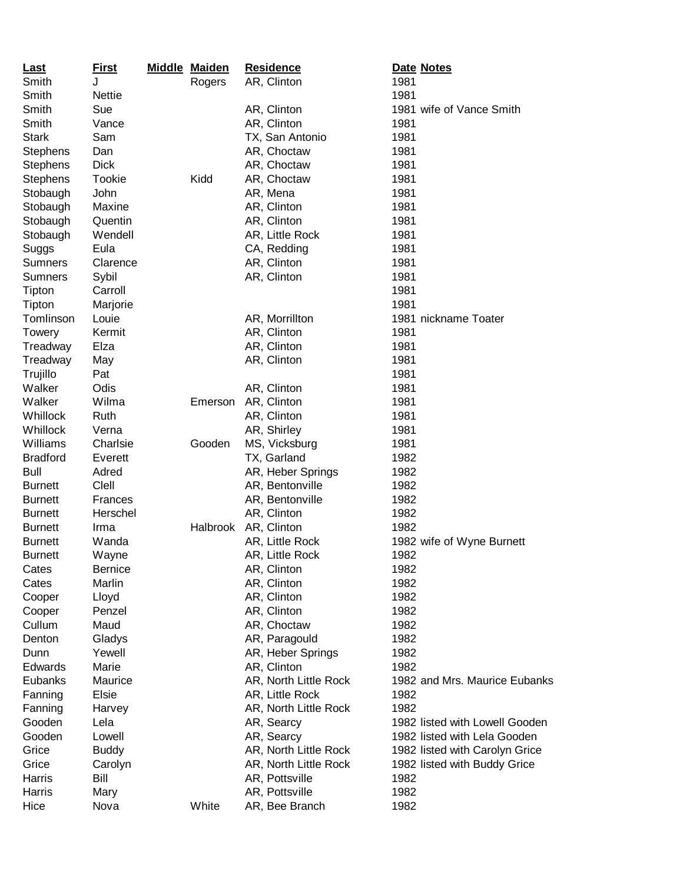| Last | First | Middle | Maiden | Residence | Date | Notes |
| --- | --- | --- | --- | --- | --- | --- |
| Smith | J | | Rogers | AR, Clinton | 1981 | |
| Smith | Nettie | | | | 1981 | |
| Smith | Sue | | | AR, Clinton | 1981 | wife of Vance Smith |
| Smith | Vance | | | AR, Clinton | 1981 | |
| Stark | Sam | | | TX, San Antonio | 1981 | |
| Stephens | Dan | | | AR, Choctaw | 1981 | |
| Stephens | Dick | | | AR, Choctaw | 1981 | |
| Stephens | Tookie | | Kidd | AR, Choctaw | 1981 | |
| Stobaugh | John | | | AR, Mena | 1981 | |
| Stobaugh | Maxine | | | AR, Clinton | 1981 | |
| Stobaugh | Quentin | | | AR, Clinton | 1981 | |
| Stobaugh | Wendell | | | AR, Little Rock | 1981 | |
| Suggs | Eula | | | CA, Redding | 1981 | |
| Sumners | Clarence | | | AR, Clinton | 1981 | |
| Sumners | Sybil | | | AR, Clinton | 1981 | |
| Tipton | Carroll | | | | 1981 | |
| Tipton | Marjorie | | | | 1981 | |
| Tomlinson | Louie | | | AR, Morrillton | 1981 | nickname Toater |
| Towery | Kermit | | | AR, Clinton | 1981 | |
| Treadway | Elza | | | AR, Clinton | 1981 | |
| Treadway | May | | | AR, Clinton | 1981 | |
| Trujillo | Pat | | | | 1981 | |
| Walker | Odis | | | AR, Clinton | 1981 | |
| Walker | Wilma | | Emerson | AR, Clinton | 1981 | |
| Whillock | Ruth | | | AR, Clinton | 1981 | |
| Whillock | Verna | | | AR, Shirley | 1981 | |
| Williams | Charlsie | | Gooden | MS, Vicksburg | 1981 | |
| Bradford | Everett | | | TX, Garland | 1982 | |
| Bull | Adred | | | AR, Heber Springs | 1982 | |
| Burnett | Clell | | | AR, Bentonville | 1982 | |
| Burnett | Frances | | | AR, Bentonville | 1982 | |
| Burnett | Herschel | | | AR, Clinton | 1982 | |
| Burnett | Irma | | Halbrook | AR, Clinton | 1982 | |
| Burnett | Wanda | | | AR, Little Rock | 1982 | wife of Wyne Burnett |
| Burnett | Wayne | | | AR, Little Rock | 1982 | |
| Cates | Bernice | | | AR, Clinton | 1982 | |
| Cates | Marlin | | | AR, Clinton | 1982 | |
| Cooper | Lloyd | | | AR, Clinton | 1982 | |
| Cooper | Penzel | | | AR, Clinton | 1982 | |
| Cullum | Maud | | | AR, Choctaw | 1982 | |
| Denton | Gladys | | | AR, Paragould | 1982 | |
| Dunn | Yewell | | | AR, Heber Springs | 1982 | |
| Edwards | Marie | | | AR, Clinton | 1982 | |
| Eubanks | Maurice | | | AR, North Little Rock | 1982 | and Mrs. Maurice Eubanks |
| Fanning | Elsie | | | AR, Little Rock | 1982 | |
| Fanning | Harvey | | | AR, North Little Rock | 1982 | |
| Gooden | Lela | | | AR, Searcy | 1982 | listed with Lowell Gooden |
| Gooden | Lowell | | | AR, Searcy | 1982 | listed with Lela Gooden |
| Grice | Buddy | | | AR, North Little Rock | 1982 | listed with Carolyn Grice |
| Grice | Carolyn | | | AR, North Little Rock | 1982 | listed with Buddy Grice |
| Harris | Bill | | | AR, Pottsville | 1982 | |
| Harris | Mary | | | AR, Pottsville | 1982 | |
| Hice | Nova | | White | AR, Bee Branch | 1982 | |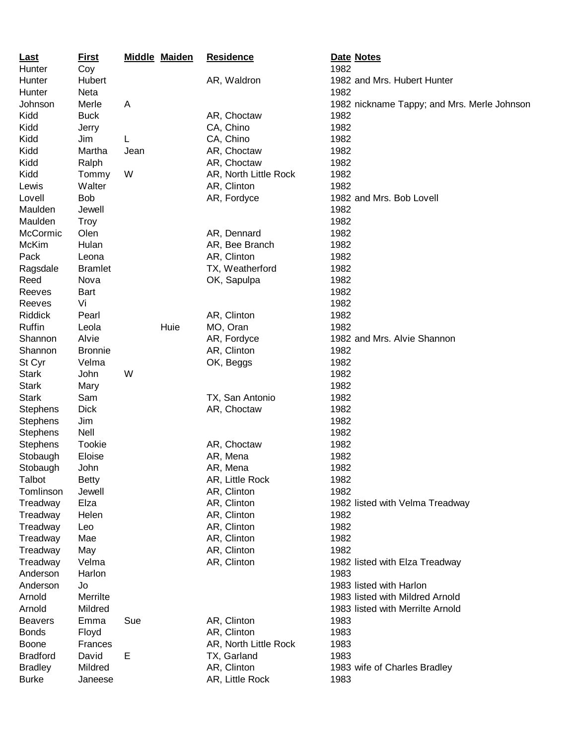| Last | First | Middle | Maiden | Residence | Date | Notes |
| --- | --- | --- | --- | --- | --- | --- |
| Hunter | Coy | | | | 1982 | |
| Hunter | Hubert | | | AR, Waldron | 1982 | and Mrs. Hubert Hunter |
| Hunter | Neta | | | | 1982 | |
| Johnson | Merle | A | | | 1982 | nickname Tappy; and Mrs. Merle Johnson |
| Kidd | Buck | | | AR, Choctaw | 1982 | |
| Kidd | Jerry | | | CA, Chino | 1982 | |
| Kidd | Jim | L | | CA, Chino | 1982 | |
| Kidd | Martha | Jean | | AR, Choctaw | 1982 | |
| Kidd | Ralph | | | AR, Choctaw | 1982 | |
| Kidd | Tommy | W | | AR, North Little Rock | 1982 | |
| Lewis | Walter | | | AR, Clinton | 1982 | |
| Lovell | Bob | | | AR, Fordyce | 1982 | and Mrs. Bob Lovell |
| Maulden | Jewell | | | | 1982 | |
| Maulden | Troy | | | | 1982 | |
| McCormic | Olen | | | AR, Dennard | 1982 | |
| McKim | Hulan | | | AR, Bee Branch | 1982 | |
| Pack | Leona | | | AR, Clinton | 1982 | |
| Ragsdale | Bramlet | | | TX, Weatherford | 1982 | |
| Reed | Nova | | | OK, Sapulpa | 1982 | |
| Reeves | Bart | | | | 1982 | |
| Reeves | Vi | | | | 1982 | |
| Riddick | Pearl | | | AR, Clinton | 1982 | |
| Ruffin | Leola | | Huie | MO, Oran | 1982 | |
| Shannon | Alvie | | | AR, Fordyce | 1982 | and Mrs. Alvie Shannon |
| Shannon | Bronnie | | | AR, Clinton | 1982 | |
| St Cyr | Velma | | | OK, Beggs | 1982 | |
| Stark | John | W | | | 1982 | |
| Stark | Mary | | | | 1982 | |
| Stark | Sam | | | TX, San Antonio | 1982 | |
| Stephens | Dick | | | AR, Choctaw | 1982 | |
| Stephens | Jim | | | | 1982 | |
| Stephens | Nell | | | | 1982 | |
| Stephens | Tookie | | | AR, Choctaw | 1982 | |
| Stobaugh | Eloise | | | AR, Mena | 1982 | |
| Stobaugh | John | | | AR, Mena | 1982 | |
| Talbot | Betty | | | AR, Little Rock | 1982 | |
| Tomlinson | Jewell | | | AR, Clinton | 1982 | |
| Treadway | Elza | | | AR, Clinton | 1982 | listed with Velma Treadway |
| Treadway | Helen | | | AR, Clinton | 1982 | |
| Treadway | Leo | | | AR, Clinton | 1982 | |
| Treadway | Mae | | | AR, Clinton | 1982 | |
| Treadway | May | | | AR, Clinton | 1982 | |
| Treadway | Velma | | | AR, Clinton | 1982 | listed with Elza Treadway |
| Anderson | Harlon | | | | 1983 | |
| Anderson | Jo | | | | 1983 | listed with Harlon |
| Arnold | Merrilte | | | | 1983 | listed with Mildred Arnold |
| Arnold | Mildred | | | | 1983 | listed with Merrilte Arnold |
| Beavers | Emma | Sue | | AR, Clinton | 1983 | |
| Bonds | Floyd | | | AR, Clinton | 1983 | |
| Boone | Frances | | | AR, North Little Rock | 1983 | |
| Bradford | David | E | | TX, Garland | 1983 | |
| Bradley | Mildred | | | AR, Clinton | 1983 | wife of Charles Bradley |
| Burke | Janeese | | | AR, Little Rock | 1983 | |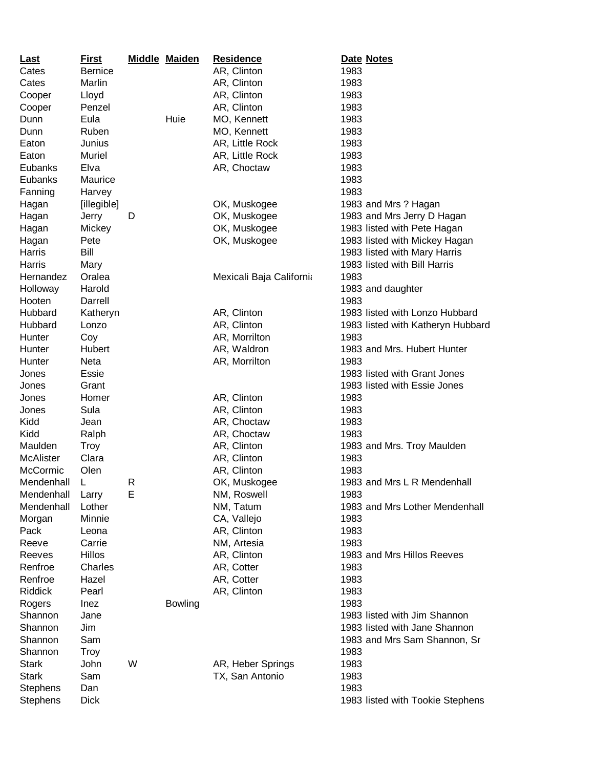| Last | First | Middle | Maiden | Residence | Date | Notes |
|---|---|---|---|---|---|---|
| Cates | Bernice | | | AR, Clinton | 1983 | |
| Cates | Marlin | | | AR, Clinton | 1983 | |
| Cooper | Lloyd | | | AR, Clinton | 1983 | |
| Cooper | Penzel | | | AR, Clinton | 1983 | |
| Dunn | Eula | | Huie | MO, Kennett | 1983 | |
| Dunn | Ruben | | | MO, Kennett | 1983 | |
| Eaton | Junius | | | AR, Little Rock | 1983 | |
| Eaton | Muriel | | | AR, Little Rock | 1983 | |
| Eubanks | Elva | | | AR, Choctaw | 1983 | |
| Eubanks | Maurice | | | | 1983 | |
| Fanning | Harvey | | | | 1983 | |
| Hagan | [illegible] | | | OK, Muskogee | 1983 | and Mrs ? Hagan |
| Hagan | Jerry | D | | OK, Muskogee | 1983 | and Mrs Jerry D Hagan |
| Hagan | Mickey | | | OK, Muskogee | 1983 | listed with Pete Hagan |
| Hagan | Pete | | | OK, Muskogee | 1983 | listed with Mickey Hagan |
| Harris | Bill | | | | 1983 | listed with Mary Harris |
| Harris | Mary | | | | 1983 | listed with Bill Harris |
| Hernandez | Oralea | | | Mexicali Baja California | 1983 | |
| Holloway | Harold | | | | 1983 | and daughter |
| Hooten | Darrell | | | | 1983 | |
| Hubbard | Katheryn | | | AR, Clinton | 1983 | listed with Lonzo Hubbard |
| Hubbard | Lonzo | | | AR, Clinton | 1983 | listed with Katheryn Hubbard |
| Hunter | Coy | | | AR, Morrilton | 1983 | |
| Hunter | Hubert | | | AR, Waldron | 1983 | and Mrs. Hubert Hunter |
| Hunter | Neta | | | AR, Morrilton | 1983 | |
| Jones | Essie | | | | 1983 | listed with Grant Jones |
| Jones | Grant | | | | 1983 | listed with Essie Jones |
| Jones | Homer | | | AR, Clinton | 1983 | |
| Jones | Sula | | | AR, Clinton | 1983 | |
| Kidd | Jean | | | AR, Choctaw | 1983 | |
| Kidd | Ralph | | | AR, Choctaw | 1983 | |
| Maulden | Troy | | | AR, Clinton | 1983 | and Mrs. Troy Maulden |
| McAlister | Clara | | | AR, Clinton | 1983 | |
| McCormic | Olen | | | AR, Clinton | 1983 | |
| Mendenhall | L | R | | OK, Muskogee | 1983 | and Mrs L R Mendenhall |
| Mendenhall | Larry | E | | NM, Roswell | 1983 | |
| Mendenhall | Lother | | | NM, Tatum | 1983 | and Mrs Lother Mendenhall |
| Morgan | Minnie | | | CA, Vallejo | 1983 | |
| Pack | Leona | | | AR, Clinton | 1983 | |
| Reeve | Carrie | | | NM, Artesia | 1983 | |
| Reeves | Hillos | | | AR, Clinton | 1983 | and Mrs Hillos Reeves |
| Renfroe | Charles | | | AR, Cotter | 1983 | |
| Renfroe | Hazel | | | AR, Cotter | 1983 | |
| Riddick | Pearl | | | AR, Clinton | 1983 | |
| Rogers | Inez | | Bowling | | 1983 | |
| Shannon | Jane | | | | 1983 | listed with Jim Shannon |
| Shannon | Jim | | | | 1983 | listed with Jane Shannon |
| Shannon | Sam | | | | 1983 | and Mrs Sam Shannon, Sr |
| Shannon | Troy | | | | 1983 | |
| Stark | John | W | | AR, Heber Springs | 1983 | |
| Stark | Sam | | | TX, San Antonio | 1983 | |
| Stephens | Dan | | | | 1983 | |
| Stephens | Dick | | | | 1983 | listed with Tookie Stephens |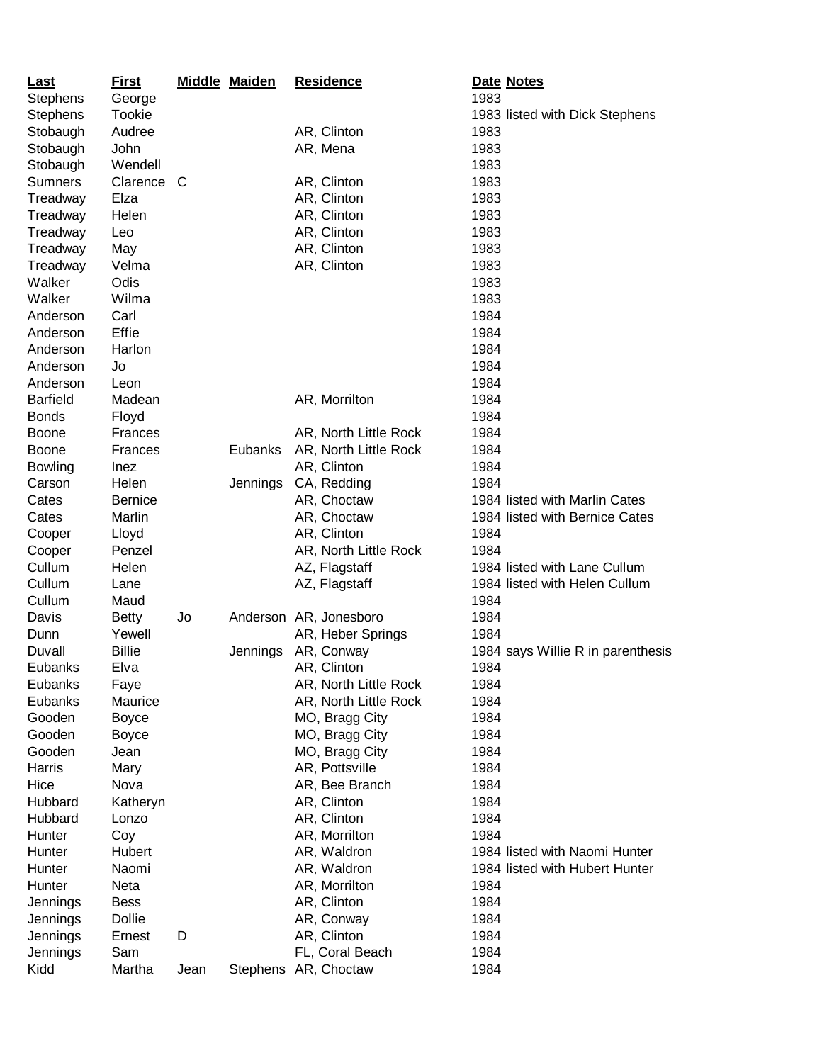| Last | First | Middle | Maiden | Residence | Date | Notes |
| --- | --- | --- | --- | --- | --- | --- |
| Stephens | George | | | | 1983 | |
| Stephens | Tookie | | | | 1983 | listed with Dick Stephens |
| Stobaugh | Audree | | | AR, Clinton | 1983 | |
| Stobaugh | John | | | AR, Mena | 1983 | |
| Stobaugh | Wendell | | | | 1983 | |
| Sumners | Clarence | C | | AR, Clinton | 1983 | |
| Treadway | Elza | | | AR, Clinton | 1983 | |
| Treadway | Helen | | | AR, Clinton | 1983 | |
| Treadway | Leo | | | AR, Clinton | 1983 | |
| Treadway | May | | | AR, Clinton | 1983 | |
| Treadway | Velma | | | AR, Clinton | 1983 | |
| Walker | Odis | | | | 1983 | |
| Walker | Wilma | | | | 1983 | |
| Anderson | Carl | | | | 1984 | |
| Anderson | Effie | | | | 1984 | |
| Anderson | Harlon | | | | 1984 | |
| Anderson | Jo | | | | 1984 | |
| Anderson | Leon | | | | 1984 | |
| Barfield | Madean | | | AR, Morrilton | 1984 | |
| Bonds | Floyd | | | | 1984 | |
| Boone | Frances | | | AR, North Little Rock | 1984 | |
| Boone | Frances | | Eubanks | AR, North Little Rock | 1984 | |
| Bowling | Inez | | | AR, Clinton | 1984 | |
| Carson | Helen | | Jennings | CA, Redding | 1984 | |
| Cates | Bernice | | | AR, Choctaw | 1984 | listed with Marlin Cates |
| Cates | Marlin | | | AR, Choctaw | 1984 | listed with Bernice Cates |
| Cooper | Lloyd | | | AR, Clinton | 1984 | |
| Cooper | Penzel | | | AR, North Little Rock | 1984 | |
| Cullum | Helen | | | AZ, Flagstaff | 1984 | listed with Lane Cullum |
| Cullum | Lane | | | AZ, Flagstaff | 1984 | listed with Helen Cullum |
| Cullum | Maud | | | | 1984 | |
| Davis | Betty | Jo | Anderson | AR, Jonesboro | 1984 | |
| Dunn | Yewell | | | AR, Heber Springs | 1984 | |
| Duvall | Billie | | Jennings | AR, Conway | 1984 | says Willie R in parenthesis |
| Eubanks | Elva | | | AR, Clinton | 1984 | |
| Eubanks | Faye | | | AR, North Little Rock | 1984 | |
| Eubanks | Maurice | | | AR, North Little Rock | 1984 | |
| Gooden | Boyce | | | MO, Bragg City | 1984 | |
| Gooden | Boyce | | | MO, Bragg City | 1984 | |
| Gooden | Jean | | | MO, Bragg City | 1984 | |
| Harris | Mary | | | AR, Pottsville | 1984 | |
| Hice | Nova | | | AR, Bee Branch | 1984 | |
| Hubbard | Katheryn | | | AR, Clinton | 1984 | |
| Hubbard | Lonzo | | | AR, Clinton | 1984 | |
| Hunter | Coy | | | AR, Morrilton | 1984 | |
| Hunter | Hubert | | | AR, Waldron | 1984 | listed with Naomi Hunter |
| Hunter | Naomi | | | AR, Waldron | 1984 | listed with Hubert Hunter |
| Hunter | Neta | | | AR, Morrilton | 1984 | |
| Jennings | Bess | | | AR, Clinton | 1984 | |
| Jennings | Dollie | | | AR, Conway | 1984 | |
| Jennings | Ernest | D | | AR, Clinton | 1984 | |
| Jennings | Sam | | | FL, Coral Beach | 1984 | |
| Kidd | Martha | Jean | Stephens | AR, Choctaw | 1984 | |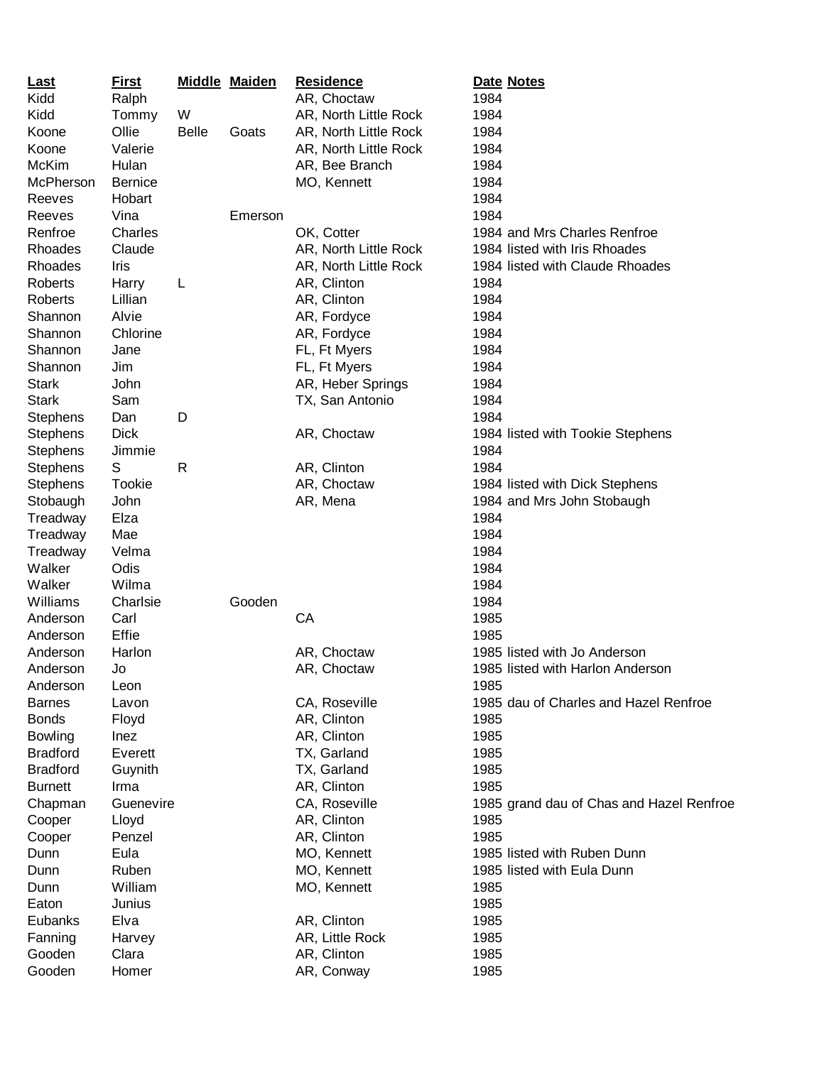| Last | First | Middle | Maiden | Residence | Date | Notes |
|---|---|---|---|---|---|---|
| Kidd | Ralph | | | AR, Choctaw | 1984 | |
| Kidd | Tommy | W | | AR, North Little Rock | 1984 | |
| Koone | Ollie | Belle | Goats | AR, North Little Rock | 1984 | |
| Koone | Valerie | | | AR, North Little Rock | 1984 | |
| McKim | Hulan | | | AR, Bee Branch | 1984 | |
| McPherson | Bernice | | | MO, Kennett | 1984 | |
| Reeves | Hobart | | | | 1984 | |
| Reeves | Vina | | Emerson | | 1984 | |
| Renfroe | Charles | | | OK, Cotter | 1984 | and Mrs Charles Renfroe |
| Rhoades | Claude | | | AR, North Little Rock | 1984 | listed with Iris Rhoades |
| Rhoades | Iris | | | AR, North Little Rock | 1984 | listed with Claude Rhoades |
| Roberts | Harry | L | | AR, Clinton | 1984 | |
| Roberts | Lillian | | | AR, Clinton | 1984 | |
| Shannon | Alvie | | | AR, Fordyce | 1984 | |
| Shannon | Chlorine | | | AR, Fordyce | 1984 | |
| Shannon | Jane | | | FL, Ft Myers | 1984 | |
| Shannon | Jim | | | FL, Ft Myers | 1984 | |
| Stark | John | | | AR, Heber Springs | 1984 | |
| Stark | Sam | | | TX, San Antonio | 1984 | |
| Stephens | Dan | D | | | 1984 | |
| Stephens | Dick | | | AR, Choctaw | 1984 | listed with Tookie Stephens |
| Stephens | Jimmie | | | | 1984 | |
| Stephens | S | R | | AR, Clinton | 1984 | |
| Stephens | Tookie | | | AR, Choctaw | 1984 | listed with Dick Stephens |
| Stobaugh | John | | | AR, Mena | 1984 | and Mrs John Stobaugh |
| Treadway | Elza | | | | 1984 | |
| Treadway | Mae | | | | 1984 | |
| Treadway | Velma | | | | 1984 | |
| Walker | Odis | | | | 1984 | |
| Walker | Wilma | | | | 1984 | |
| Williams | Charlsie | | Gooden | | 1984 | |
| Anderson | Carl | | | CA | 1985 | |
| Anderson | Effie | | | | 1985 | |
| Anderson | Harlon | | | AR, Choctaw | 1985 | listed with Jo Anderson |
| Anderson | Jo | | | AR, Choctaw | 1985 | listed with Harlon Anderson |
| Anderson | Leon | | | | 1985 | |
| Barnes | Lavon | | | CA, Roseville | 1985 | dau of Charles and Hazel Renfroe |
| Bonds | Floyd | | | AR, Clinton | 1985 | |
| Bowling | Inez | | | AR, Clinton | 1985 | |
| Bradford | Everett | | | TX, Garland | 1985 | |
| Bradford | Guynith | | | TX, Garland | 1985 | |
| Burnett | Irma | | | AR, Clinton | 1985 | |
| Chapman | Guenevire | | | CA, Roseville | 1985 | grand dau of Chas and Hazel Renfroe |
| Cooper | Lloyd | | | AR, Clinton | 1985 | |
| Cooper | Penzel | | | AR, Clinton | 1985 | |
| Dunn | Eula | | | MO, Kennett | 1985 | listed with Ruben Dunn |
| Dunn | Ruben | | | MO, Kennett | 1985 | listed with Eula Dunn |
| Dunn | William | | | MO, Kennett | 1985 | |
| Eaton | Junius | | | | 1985 | |
| Eubanks | Elva | | | AR, Clinton | 1985 | |
| Fanning | Harvey | | | AR, Little Rock | 1985 | |
| Gooden | Clara | | | AR, Clinton | 1985 | |
| Gooden | Homer | | | AR, Conway | 1985 | |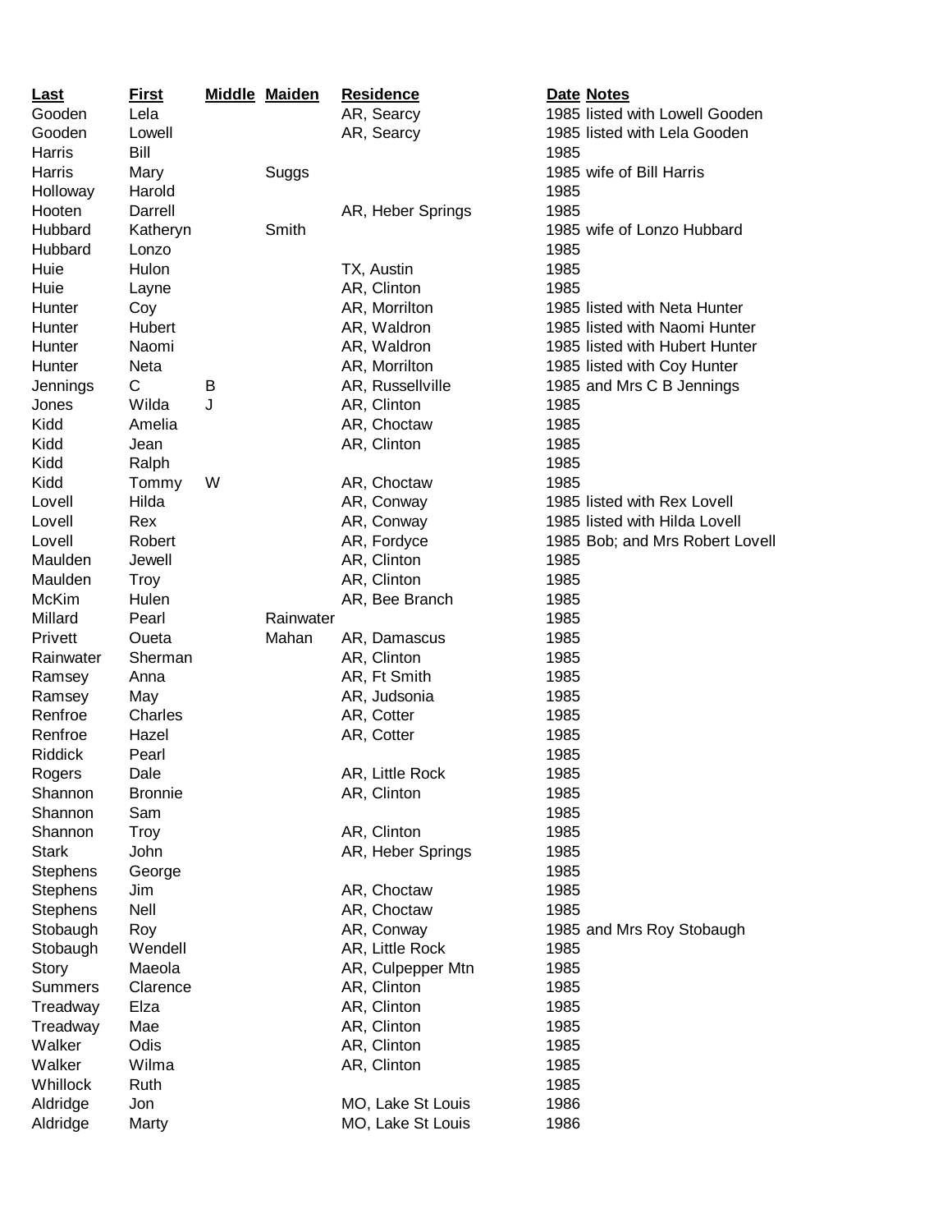| Last | First | Middle | Maiden | Residence | Date | Notes |
|---|---|---|---|---|---|---|
| Gooden | Lela | | | AR, Searcy | 1985 | listed with Lowell Gooden |
| Gooden | Lowell | | | AR, Searcy | 1985 | listed with Lela Gooden |
| Harris | Bill | | | | 1985 | |
| Harris | Mary | | Suggs | | 1985 | wife of Bill Harris |
| Holloway | Harold | | | | 1985 | |
| Hooten | Darrell | | | AR, Heber Springs | 1985 | |
| Hubbard | Katheryn | | Smith | | 1985 | wife of Lonzo Hubbard |
| Hubbard | Lonzo | | | | 1985 | |
| Huie | Hulon | | | TX, Austin | 1985 | |
| Huie | Layne | | | AR, Clinton | 1985 | |
| Hunter | Coy | | | AR, Morrilton | 1985 | listed with Neta Hunter |
| Hunter | Hubert | | | AR, Waldron | 1985 | listed with Naomi Hunter |
| Hunter | Naomi | | | AR, Waldron | 1985 | listed with Hubert Hunter |
| Hunter | Neta | | | AR, Morrilton | 1985 | listed with Coy Hunter |
| Jennings | C | B | | AR, Russellville | 1985 | and Mrs C B Jennings |
| Jones | Wilda | J | | AR, Clinton | 1985 | |
| Kidd | Amelia | | | AR, Choctaw | 1985 | |
| Kidd | Jean | | | AR, Clinton | 1985 | |
| Kidd | Ralph | | | | 1985 | |
| Kidd | Tommy | W | | AR, Choctaw | 1985 | |
| Lovell | Hilda | | | AR, Conway | 1985 | listed with Rex Lovell |
| Lovell | Rex | | | AR, Conway | 1985 | listed with Hilda Lovell |
| Lovell | Robert | | | AR, Fordyce | 1985 | Bob; and Mrs Robert Lovell |
| Maulden | Jewell | | | AR, Clinton | 1985 | |
| Maulden | Troy | | | AR, Clinton | 1985 | |
| McKim | Hulen | | | AR, Bee Branch | 1985 | |
| Millard | Pearl | | Rainwater | | 1985 | |
| Privett | Oueta | | Mahan | AR, Damascus | 1985 | |
| Rainwater | Sherman | | | AR, Clinton | 1985 | |
| Ramsey | Anna | | | AR, Ft Smith | 1985 | |
| Ramsey | May | | | AR, Judsonia | 1985 | |
| Renfroe | Charles | | | AR, Cotter | 1985 | |
| Renfroe | Hazel | | | AR, Cotter | 1985 | |
| Riddick | Pearl | | | | 1985 | |
| Rogers | Dale | | | AR, Little Rock | 1985 | |
| Shannon | Bronnie | | | AR, Clinton | 1985 | |
| Shannon | Sam | | | | 1985 | |
| Shannon | Troy | | | AR, Clinton | 1985 | |
| Stark | John | | | AR, Heber Springs | 1985 | |
| Stephens | George | | | | 1985 | |
| Stephens | Jim | | | AR, Choctaw | 1985 | |
| Stephens | Nell | | | AR, Choctaw | 1985 | |
| Stobaugh | Roy | | | AR, Conway | 1985 | and Mrs Roy Stobaugh |
| Stobaugh | Wendell | | | AR, Little Rock | 1985 | |
| Story | Maeola | | | AR, Culpepper Mtn | 1985 | |
| Summers | Clarence | | | AR, Clinton | 1985 | |
| Treadway | Elza | | | AR, Clinton | 1985 | |
| Treadway | Mae | | | AR, Clinton | 1985 | |
| Walker | Odis | | | AR, Clinton | 1985 | |
| Walker | Wilma | | | AR, Clinton | 1985 | |
| Whillock | Ruth | | | | 1985 | |
| Aldridge | Jon | | | MO, Lake St Louis | 1986 | |
| Aldridge | Marty | | | MO, Lake St Louis | 1986 | |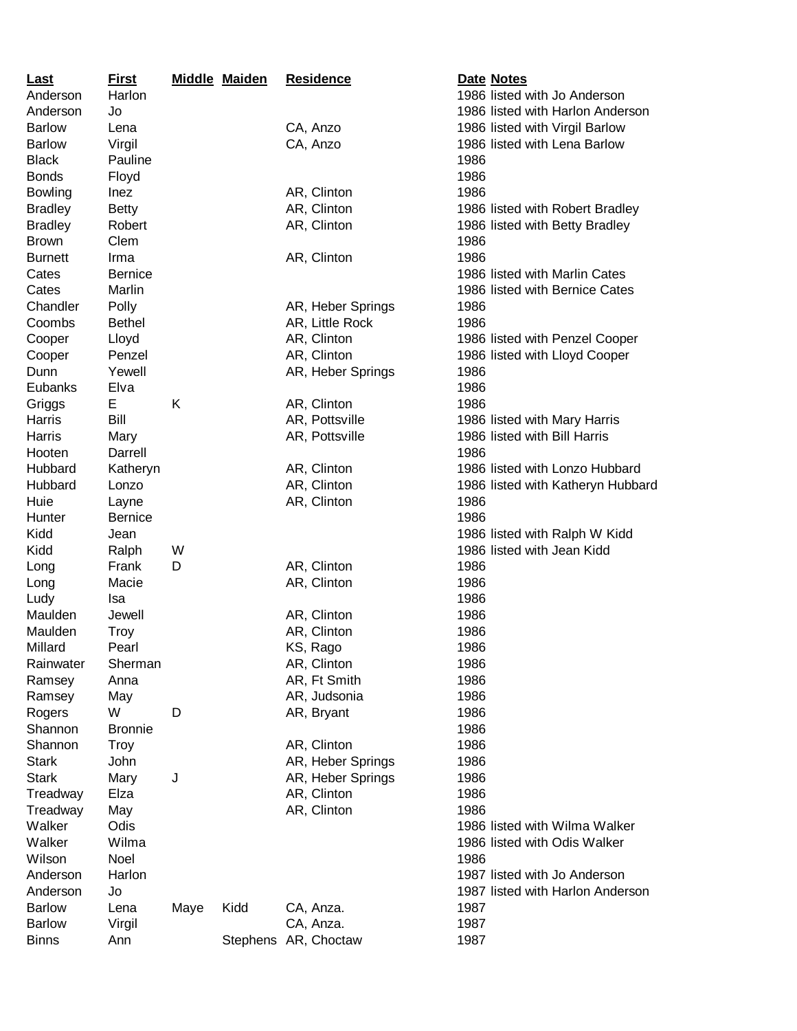| Last | First | Middle | Maiden | Residence | Date | Notes |
|---|---|---|---|---|---|---|
| Anderson | Harlon | | | | 1986 | listed with Jo Anderson |
| Anderson | Jo | | | | 1986 | listed with Harlon Anderson |
| Barlow | Lena | | | CA, Anzo | 1986 | listed with Virgil Barlow |
| Barlow | Virgil | | | CA, Anzo | 1986 | listed with Lena Barlow |
| Black | Pauline | | | | 1986 | |
| Bonds | Floyd | | | | 1986 | |
| Bowling | Inez | | | AR, Clinton | 1986 | |
| Bradley | Betty | | | AR, Clinton | 1986 | listed with Robert Bradley |
| Bradley | Robert | | | AR, Clinton | 1986 | listed with Betty Bradley |
| Brown | Clem | | | | 1986 | |
| Burnett | Irma | | | AR, Clinton | 1986 | |
| Cates | Bernice | | | | 1986 | listed with Marlin Cates |
| Cates | Marlin | | | | 1986 | listed with Bernice Cates |
| Chandler | Polly | | | AR, Heber Springs | 1986 | |
| Coombs | Bethel | | | AR, Little Rock | 1986 | |
| Cooper | Lloyd | | | AR, Clinton | 1986 | listed with Penzel Cooper |
| Cooper | Penzel | | | AR, Clinton | 1986 | listed with Lloyd Cooper |
| Dunn | Yewell | | | AR, Heber Springs | 1986 | |
| Eubanks | Elva | | | | 1986 | |
| Griggs | E | K | | AR, Clinton | 1986 | |
| Harris | Bill | | | AR, Pottsville | 1986 | listed with Mary Harris |
| Harris | Mary | | | AR, Pottsville | 1986 | listed with Bill Harris |
| Hooten | Darrell | | | | 1986 | |
| Hubbard | Katheryn | | | AR, Clinton | 1986 | listed with Lonzo Hubbard |
| Hubbard | Lonzo | | | AR, Clinton | 1986 | listed with Katheryn Hubbard |
| Huie | Layne | | | AR, Clinton | 1986 | |
| Hunter | Bernice | | | | 1986 | |
| Kidd | Jean | | | | 1986 | listed with Ralph W Kidd |
| Kidd | Ralph | W | | | 1986 | listed with Jean Kidd |
| Long | Frank | D | | AR, Clinton | 1986 | |
| Long | Macie | | | AR, Clinton | 1986 | |
| Ludy | Isa | | | | 1986 | |
| Maulden | Jewell | | | AR, Clinton | 1986 | |
| Maulden | Troy | | | AR, Clinton | 1986 | |
| Millard | Pearl | | | KS, Rago | 1986 | |
| Rainwater | Sherman | | | AR, Clinton | 1986 | |
| Ramsey | Anna | | | AR, Ft Smith | 1986 | |
| Ramsey | May | | | AR, Judsonia | 1986 | |
| Rogers | W | D | | AR, Bryant | 1986 | |
| Shannon | Bronnie | | | | 1986 | |
| Shannon | Troy | | | AR, Clinton | 1986 | |
| Stark | John | | | AR, Heber Springs | 1986 | |
| Stark | Mary | J | | AR, Heber Springs | 1986 | |
| Treadway | Elza | | | AR, Clinton | 1986 | |
| Treadway | May | | | AR, Clinton | 1986 | |
| Walker | Odis | | | | 1986 | listed with Wilma Walker |
| Walker | Wilma | | | | 1986 | listed with Odis Walker |
| Wilson | Noel | | | | 1986 | |
| Anderson | Harlon | | | | 1987 | listed with Jo Anderson |
| Anderson | Jo | | | | 1987 | listed with Harlon Anderson |
| Barlow | Lena | Maye | Kidd | CA, Anza. | 1987 | |
| Barlow | Virgil | | | CA, Anza. | 1987 | |
| Binns | Ann | | Stephens | AR, Choctaw | 1987 | |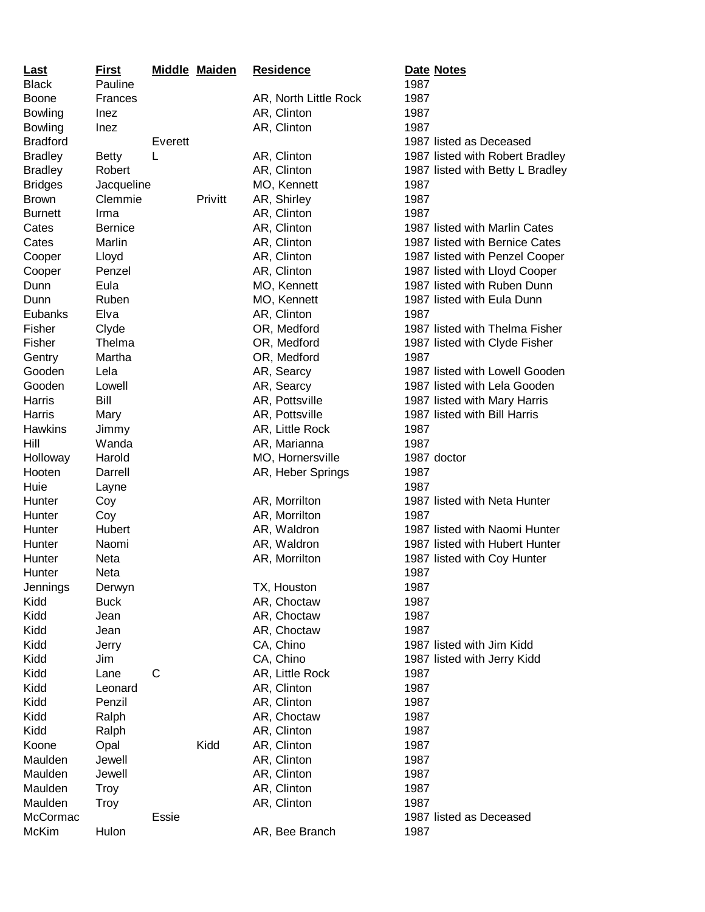| Last | First | Middle | Maiden | Residence | Date | Notes |
|---|---|---|---|---|---|---|
| Black | Pauline | | | | 1987 | |
| Boone | Frances | | | AR, North Little Rock | 1987 | |
| Bowling | Inez | | | AR, Clinton | 1987 | |
| Bowling | Inez | | | AR, Clinton | 1987 | |
| Bradford | | Everett | | | 1987 | listed as Deceased |
| Bradley | Betty | L | | AR, Clinton | 1987 | listed with Robert Bradley |
| Bradley | Robert | | | AR, Clinton | 1987 | listed with Betty L Bradley |
| Bridges | Jacqueline | | | MO, Kennett | 1987 | |
| Brown | Clemmie | | Privitt | AR, Shirley | 1987 | |
| Burnett | Irma | | | AR, Clinton | 1987 | |
| Cates | Bernice | | | AR, Clinton | 1987 | listed with Marlin Cates |
| Cates | Marlin | | | AR, Clinton | 1987 | listed with Bernice Cates |
| Cooper | Lloyd | | | AR, Clinton | 1987 | listed with Penzel Cooper |
| Cooper | Penzel | | | AR, Clinton | 1987 | listed with Lloyd Cooper |
| Dunn | Eula | | | MO, Kennett | 1987 | listed with Ruben Dunn |
| Dunn | Ruben | | | MO, Kennett | 1987 | listed with Eula Dunn |
| Eubanks | Elva | | | AR, Clinton | 1987 | |
| Fisher | Clyde | | | OR, Medford | 1987 | listed with Thelma Fisher |
| Fisher | Thelma | | | OR, Medford | 1987 | listed with Clyde Fisher |
| Gentry | Martha | | | OR, Medford | 1987 | |
| Gooden | Lela | | | AR, Searcy | 1987 | listed with Lowell Gooden |
| Gooden | Lowell | | | AR, Searcy | 1987 | listed with Lela Gooden |
| Harris | Bill | | | AR, Pottsville | 1987 | listed with Mary Harris |
| Harris | Mary | | | AR, Pottsville | 1987 | listed with Bill Harris |
| Hawkins | Jimmy | | | AR, Little Rock | 1987 | |
| Hill | Wanda | | | AR, Marianna | 1987 | |
| Holloway | Harold | | | MO, Hornersville | 1987 | doctor |
| Hooten | Darrell | | | AR, Heber Springs | 1987 | |
| Huie | Layne | | | | 1987 | |
| Hunter | Coy | | | AR, Morrilton | 1987 | listed with Neta Hunter |
| Hunter | Coy | | | AR, Morrilton | 1987 | |
| Hunter | Hubert | | | AR, Waldron | 1987 | listed with Naomi Hunter |
| Hunter | Naomi | | | AR, Waldron | 1987 | listed with Hubert Hunter |
| Hunter | Neta | | | AR, Morrilton | 1987 | listed with Coy Hunter |
| Hunter | Neta | | | | 1987 | |
| Jennings | Derwyn | | | TX, Houston | 1987 | |
| Kidd | Buck | | | AR, Choctaw | 1987 | |
| Kidd | Jean | | | AR, Choctaw | 1987 | |
| Kidd | Jean | | | AR, Choctaw | 1987 | |
| Kidd | Jerry | | | CA, Chino | 1987 | listed with Jim Kidd |
| Kidd | Jim | | | CA, Chino | 1987 | listed with Jerry Kidd |
| Kidd | Lane | C | | AR, Little Rock | 1987 | |
| Kidd | Leonard | | | AR, Clinton | 1987 | |
| Kidd | Penzil | | | AR, Clinton | 1987 | |
| Kidd | Ralph | | | AR, Choctaw | 1987 | |
| Kidd | Ralph | | | AR, Clinton | 1987 | |
| Koone | Opal | | Kidd | AR, Clinton | 1987 | |
| Maulden | Jewell | | | AR, Clinton | 1987 | |
| Maulden | Jewell | | | AR, Clinton | 1987 | |
| Maulden | Troy | | | AR, Clinton | 1987 | |
| Maulden | Troy | | | AR, Clinton | 1987 | |
| McCormac | | Essie | | | 1987 | listed as Deceased |
| McKim | Hulon | | | AR, Bee Branch | 1987 | |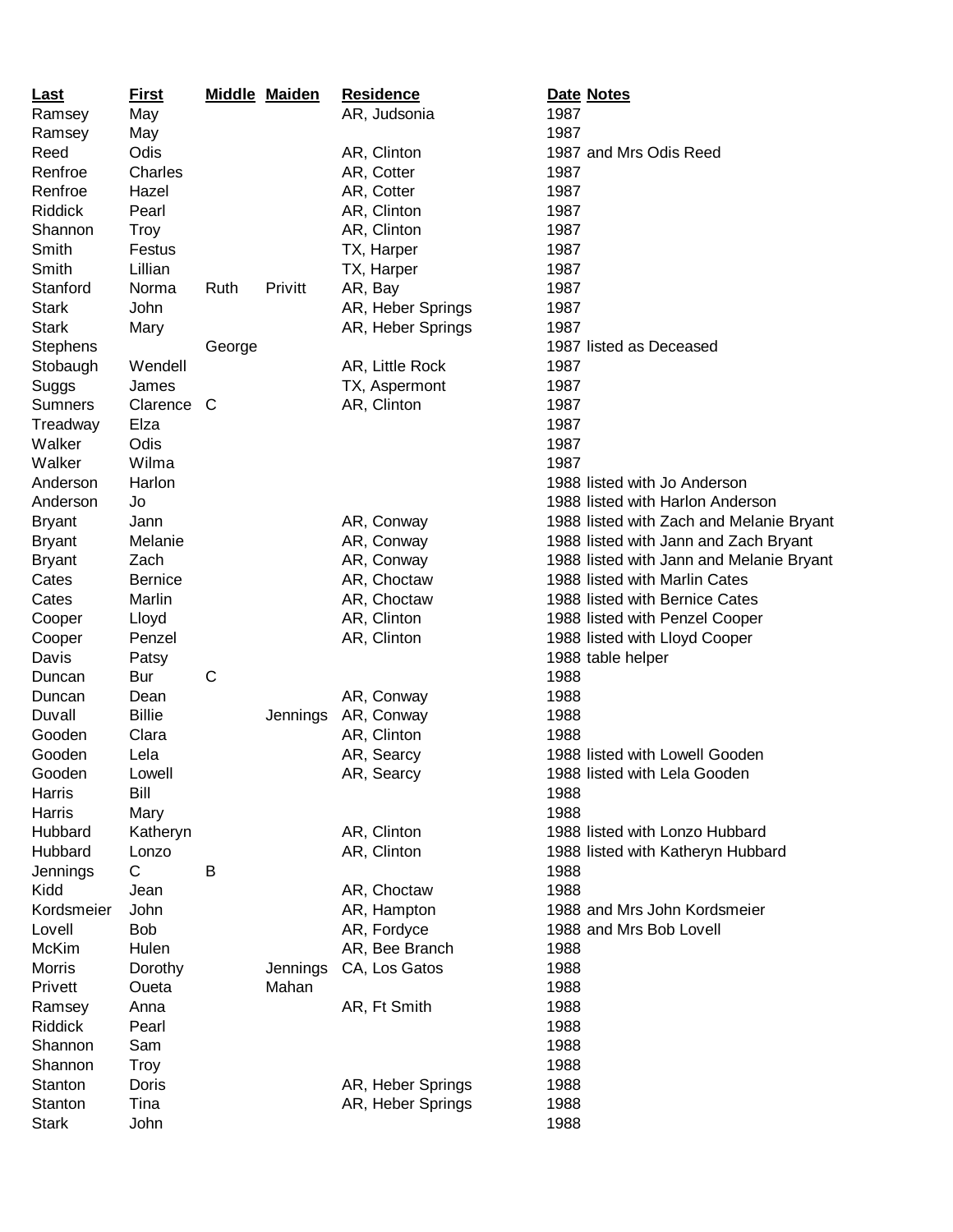| Last | First | Middle | Maiden | Residence | Date | Notes |
|---|---|---|---|---|---|---|
| Ramsey | May | | | AR, Judsonia | 1987 | |
| Ramsey | May | | | | 1987 | |
| Reed | Odis | | | AR, Clinton | 1987 | and Mrs Odis Reed |
| Renfroe | Charles | | | AR, Cotter | 1987 | |
| Renfroe | Hazel | | | AR, Cotter | 1987 | |
| Riddick | Pearl | | | AR, Clinton | 1987 | |
| Shannon | Troy | | | AR, Clinton | 1987 | |
| Smith | Festus | | | TX, Harper | 1987 | |
| Smith | Lillian | | | TX, Harper | 1987 | |
| Stanford | Norma | Ruth | Privitt | AR, Bay | 1987 | |
| Stark | John | | | AR, Heber Springs | 1987 | |
| Stark | Mary | | | AR, Heber Springs | 1987 | |
| Stephens | | George | | | 1987 | listed as Deceased |
| Stobaugh | Wendell | | | AR, Little Rock | 1987 | |
| Suggs | James | | | TX, Aspermont | 1987 | |
| Sumners | Clarence | C | | AR, Clinton | 1987 | |
| Treadway | Elza | | | | 1987 | |
| Walker | Odis | | | | 1987 | |
| Walker | Wilma | | | | 1987 | |
| Anderson | Harlon | | | | 1988 | listed with Jo Anderson |
| Anderson | Jo | | | | 1988 | listed with Harlon Anderson |
| Bryant | Jann | | | AR, Conway | 1988 | listed with Zach and Melanie Bryant |
| Bryant | Melanie | | | AR, Conway | 1988 | listed with Jann and Zach Bryant |
| Bryant | Zach | | | AR, Conway | 1988 | listed with Jann and Melanie Bryant |
| Cates | Bernice | | | AR, Choctaw | 1988 | listed with Marlin Cates |
| Cates | Marlin | | | AR, Choctaw | 1988 | listed with Bernice Cates |
| Cooper | Lloyd | | | AR, Clinton | 1988 | listed with Penzel Cooper |
| Cooper | Penzel | | | AR, Clinton | 1988 | listed with Lloyd Cooper |
| Davis | Patsy | | | | 1988 | table helper |
| Duncan | Bur | C | | | 1988 | |
| Duncan | Dean | | | AR, Conway | 1988 | |
| Duvall | Billie | | Jennings | AR, Conway | 1988 | |
| Gooden | Clara | | | AR, Clinton | 1988 | |
| Gooden | Lela | | | AR, Searcy | 1988 | listed with Lowell Gooden |
| Gooden | Lowell | | | AR, Searcy | 1988 | listed with Lela Gooden |
| Harris | Bill | | | | 1988 | |
| Harris | Mary | | | | 1988 | |
| Hubbard | Katheryn | | | AR, Clinton | 1988 | listed with Lonzo Hubbard |
| Hubbard | Lonzo | | | AR, Clinton | 1988 | listed with Katheryn Hubbard |
| Jennings | C | B | | | 1988 | |
| Kidd | Jean | | | AR, Choctaw | 1988 | |
| Kordsmeier | John | | | AR, Hampton | 1988 | and Mrs John Kordsmeier |
| Lovell | Bob | | | AR, Fordyce | 1988 | and Mrs Bob Lovell |
| McKim | Hulen | | | AR, Bee Branch | 1988 | |
| Morris | Dorothy | | Jennings | CA, Los Gatos | 1988 | |
| Privett | Oueta | | Mahan | | 1988 | |
| Ramsey | Anna | | | AR, Ft Smith | 1988 | |
| Riddick | Pearl | | | | 1988 | |
| Shannon | Sam | | | | 1988 | |
| Shannon | Troy | | | | 1988 | |
| Stanton | Doris | | | AR, Heber Springs | 1988 | |
| Stanton | Tina | | | AR, Heber Springs | 1988 | |
| Stark | John | | | | 1988 | |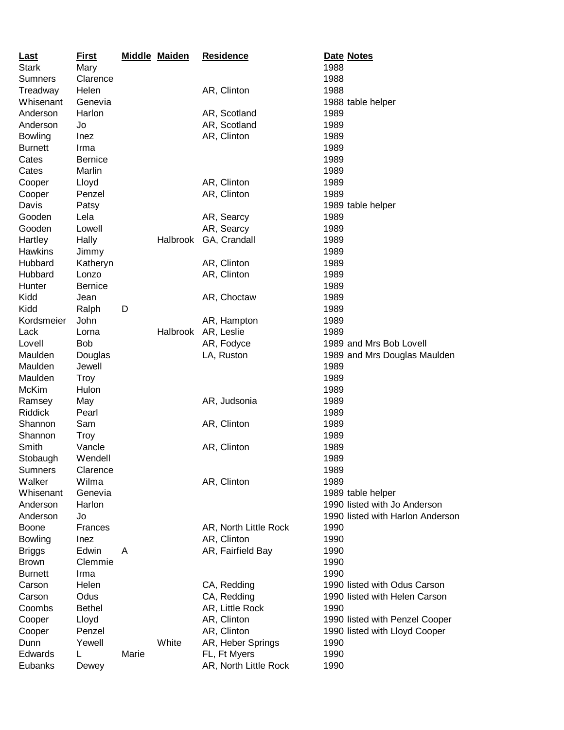| Last | First | Middle | Maiden | Residence | Date | Notes |
|---|---|---|---|---|---|---|
| Stark | Mary | | | | 1988 | |
| Sumners | Clarence | | | | 1988 | |
| Treadway | Helen | | | AR, Clinton | 1988 | |
| Whisenant | Genevia | | | | 1988 | table helper |
| Anderson | Harlon | | | AR, Scotland | 1989 | |
| Anderson | Jo | | | AR, Scotland | 1989 | |
| Bowling | Inez | | | AR, Clinton | 1989 | |
| Burnett | Irma | | | | 1989 | |
| Cates | Bernice | | | | 1989 | |
| Cates | Marlin | | | | 1989 | |
| Cooper | Lloyd | | | AR, Clinton | 1989 | |
| Cooper | Penzel | | | AR, Clinton | 1989 | |
| Davis | Patsy | | | | 1989 | table helper |
| Gooden | Lela | | | AR, Searcy | 1989 | |
| Gooden | Lowell | | | AR, Searcy | 1989 | |
| Hartley | Hally | | Halbrook | GA, Crandall | 1989 | |
| Hawkins | Jimmy | | | | 1989 | |
| Hubbard | Katheryn | | | AR, Clinton | 1989 | |
| Hubbard | Lonzo | | | AR, Clinton | 1989 | |
| Hunter | Bernice | | | | 1989 | |
| Kidd | Jean | | | AR, Choctaw | 1989 | |
| Kidd | Ralph | D | | | 1989 | |
| Kordsmeier | John | | | AR, Hampton | 1989 | |
| Lack | Lorna | | Halbrook | AR, Leslie | 1989 | |
| Lovell | Bob | | | AR, Fodyce | 1989 | and Mrs Bob Lovell |
| Maulden | Douglas | | | LA, Ruston | 1989 | and Mrs Douglas Maulden |
| Maulden | Jewell | | | | 1989 | |
| Maulden | Troy | | | | 1989 | |
| McKim | Hulon | | | | 1989 | |
| Ramsey | May | | | AR, Judsonia | 1989 | |
| Riddick | Pearl | | | | 1989 | |
| Shannon | Sam | | | AR, Clinton | 1989 | |
| Shannon | Troy | | | | 1989 | |
| Smith | Vancle | | | AR, Clinton | 1989 | |
| Stobaugh | Wendell | | | | 1989 | |
| Sumners | Clarence | | | | 1989 | |
| Walker | Wilma | | | AR, Clinton | 1989 | |
| Whisenant | Genevia | | | | 1989 | table helper |
| Anderson | Harlon | | | | 1990 | listed with Jo Anderson |
| Anderson | Jo | | | | 1990 | listed with Harlon Anderson |
| Boone | Frances | | | AR, North Little Rock | 1990 | |
| Bowling | Inez | | | AR, Clinton | 1990 | |
| Briggs | Edwin | A | | AR, Fairfield Bay | 1990 | |
| Brown | Clemmie | | | | 1990 | |
| Burnett | Irma | | | | 1990 | |
| Carson | Helen | | | CA, Redding | 1990 | listed with Odus Carson |
| Carson | Odus | | | CA, Redding | 1990 | listed with Helen Carson |
| Coombs | Bethel | | | AR, Little Rock | 1990 | |
| Cooper | Lloyd | | | AR, Clinton | 1990 | listed with Penzel Cooper |
| Cooper | Penzel | | | AR, Clinton | 1990 | listed with Lloyd Cooper |
| Dunn | Yewell | | White | AR, Heber Springs | 1990 | |
| Edwards | L | Marie | | FL, Ft Myers | 1990 | |
| Eubanks | Dewey | | | AR, North Little Rock | 1990 | |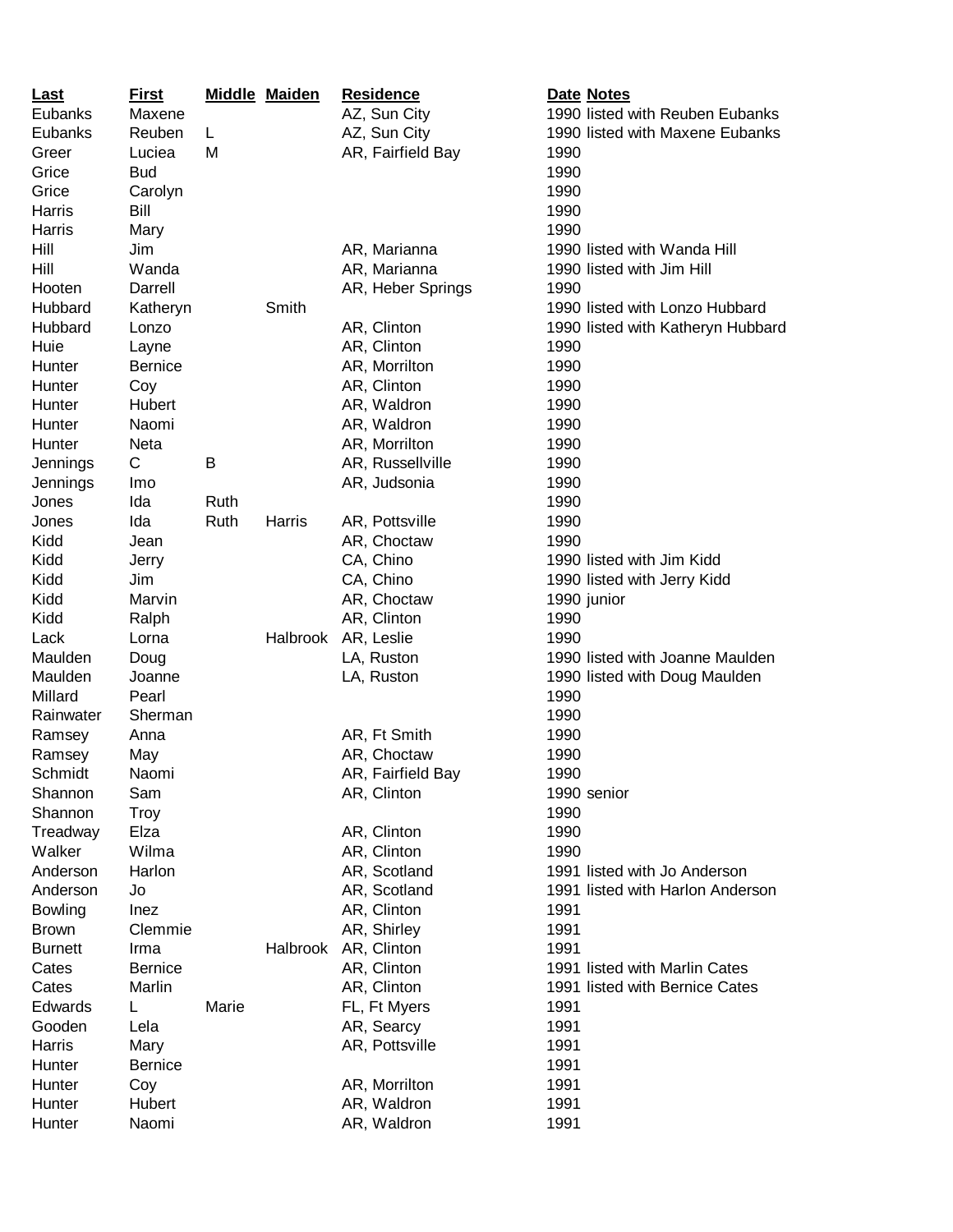| Last | First | Middle | Maiden | Residence | Date | Notes |
|---|---|---|---|---|---|---|
| Eubanks | Maxene | | | AZ, Sun City | 1990 | listed with Reuben Eubanks |
| Eubanks | Reuben | L | | AZ, Sun City | 1990 | listed with Maxene Eubanks |
| Greer | Luciea | M | | AR, Fairfield Bay | 1990 | |
| Grice | Bud | | | | 1990 | |
| Grice | Carolyn | | | | 1990 | |
| Harris | Bill | | | | 1990 | |
| Harris | Mary | | | | 1990 | |
| Hill | Jim | | | AR, Marianna | 1990 | listed with Wanda Hill |
| Hill | Wanda | | | AR, Marianna | 1990 | listed with Jim Hill |
| Hooten | Darrell | | | AR, Heber Springs | 1990 | |
| Hubbard | Katheryn | | Smith | | 1990 | listed with Lonzo Hubbard |
| Hubbard | Lonzo | | | AR, Clinton | 1990 | listed with Katheryn Hubbard |
| Huie | Layne | | | AR, Clinton | 1990 | |
| Hunter | Bernice | | | AR, Morrilton | 1990 | |
| Hunter | Coy | | | AR, Clinton | 1990 | |
| Hunter | Hubert | | | AR, Waldron | 1990 | |
| Hunter | Naomi | | | AR, Waldron | 1990 | |
| Hunter | Neta | | | AR, Morrilton | 1990 | |
| Jennings | C | B | | AR, Russellville | 1990 | |
| Jennings | Imo | | | AR, Judsonia | 1990 | |
| Jones | Ida | Ruth | | | 1990 | |
| Jones | Ida | Ruth | Harris | AR, Pottsville | 1990 | |
| Kidd | Jean | | | AR, Choctaw | 1990 | |
| Kidd | Jerry | | | CA, Chino | 1990 | listed with Jim Kidd |
| Kidd | Jim | | | CA, Chino | 1990 | listed with Jerry Kidd |
| Kidd | Marvin | | | AR, Choctaw | 1990 | junior |
| Kidd | Ralph | | | AR, Clinton | 1990 | |
| Lack | Lorna | | Halbrook | AR, Leslie | 1990 | |
| Maulden | Doug | | | LA, Ruston | 1990 | listed with Joanne Maulden |
| Maulden | Joanne | | | LA, Ruston | 1990 | listed with Doug Maulden |
| Millard | Pearl | | | | 1990 | |
| Rainwater | Sherman | | | | 1990 | |
| Ramsey | Anna | | | AR, Ft Smith | 1990 | |
| Ramsey | May | | | AR, Choctaw | 1990 | |
| Schmidt | Naomi | | | AR, Fairfield Bay | 1990 | |
| Shannon | Sam | | | AR, Clinton | 1990 | senior |
| Shannon | Troy | | | | 1990 | |
| Treadway | Elza | | | AR, Clinton | 1990 | |
| Walker | Wilma | | | AR, Clinton | 1990 | |
| Anderson | Harlon | | | AR, Scotland | 1991 | listed with Jo Anderson |
| Anderson | Jo | | | AR, Scotland | 1991 | listed with Harlon Anderson |
| Bowling | Inez | | | AR, Clinton | 1991 | |
| Brown | Clemmie | | | AR, Shirley | 1991 | |
| Burnett | Irma | | Halbrook | AR, Clinton | 1991 | |
| Cates | Bernice | | | AR, Clinton | 1991 | listed with Marlin Cates |
| Cates | Marlin | | | AR, Clinton | 1991 | listed with Bernice Cates |
| Edwards | L | Marie | | FL, Ft Myers | 1991 | |
| Gooden | Lela | | | AR, Searcy | 1991 | |
| Harris | Mary | | | AR, Pottsville | 1991 | |
| Hunter | Bernice | | | | 1991 | |
| Hunter | Coy | | | AR, Morrilton | 1991 | |
| Hunter | Hubert | | | AR, Waldron | 1991 | |
| Hunter | Naomi | | | AR, Waldron | 1991 | |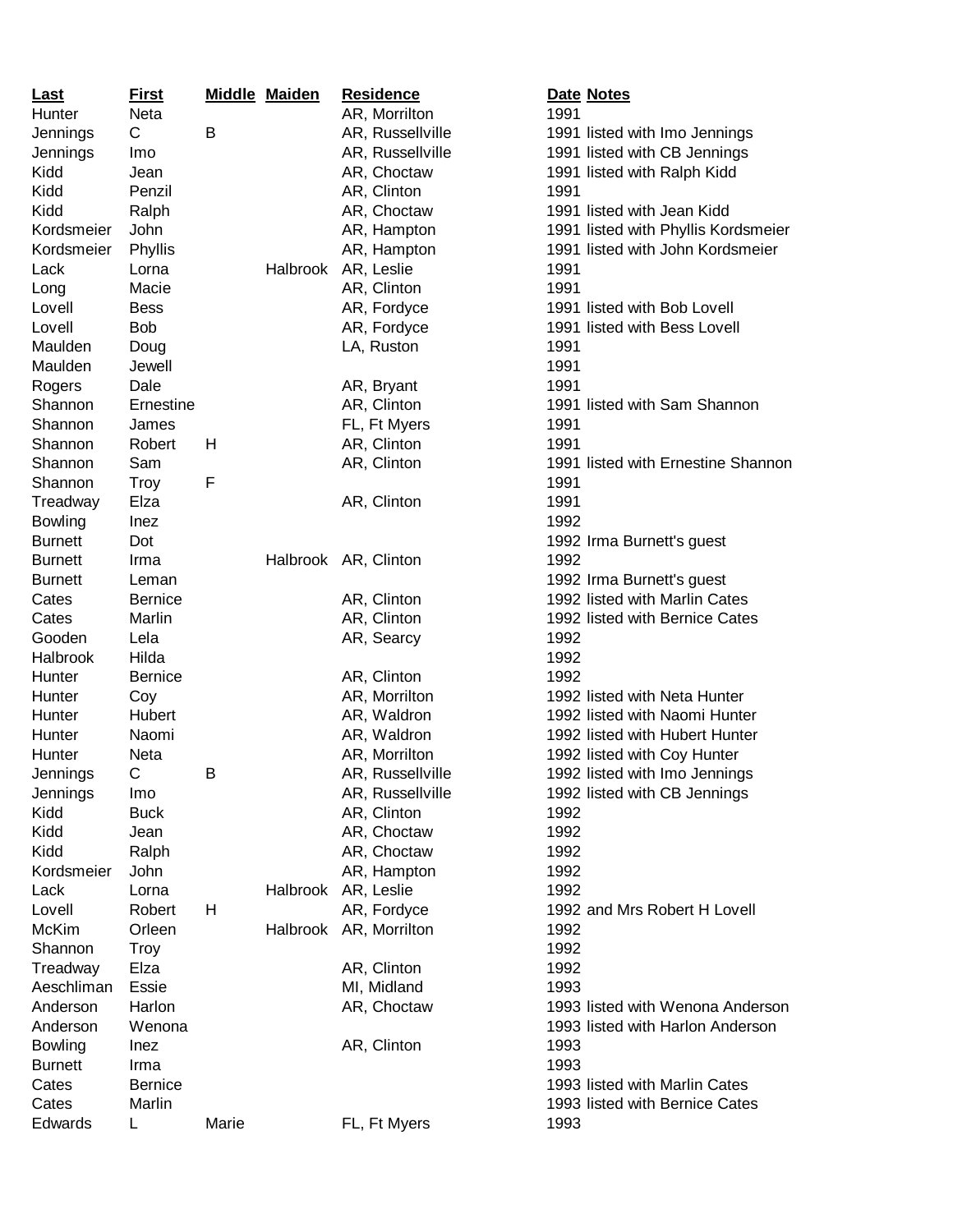| Last | First | Middle | Maiden | Residence | Date | Notes |
|---|---|---|---|---|---|---|
| Hunter | Neta | | | AR, Morrilton | 1991 | |
| Jennings | C | B | | AR, Russellville | 1991 | listed with Imo Jennings |
| Jennings | Imo | | | AR, Russellville | 1991 | listed with CB Jennings |
| Kidd | Jean | | | AR, Choctaw | 1991 | listed with Ralph Kidd |
| Kidd | Penzil | | | AR, Clinton | 1991 | |
| Kidd | Ralph | | | AR, Choctaw | 1991 | listed with Jean Kidd |
| Kordsmeier | John | | | AR, Hampton | 1991 | listed with Phyllis Kordsmeier |
| Kordsmeier | Phyllis | | | AR, Hampton | 1991 | listed with John Kordsmeier |
| Lack | Lorna | | Halbrook | AR, Leslie | 1991 | |
| Long | Macie | | | AR, Clinton | 1991 | |
| Lovell | Bess | | | AR, Fordyce | 1991 | listed with Bob Lovell |
| Lovell | Bob | | | AR, Fordyce | 1991 | listed with Bess Lovell |
| Maulden | Doug | | | LA, Ruston | 1991 | |
| Maulden | Jewell | | | | 1991 | |
| Rogers | Dale | | | AR, Bryant | 1991 | |
| Shannon | Ernestine | | | AR, Clinton | 1991 | listed with Sam Shannon |
| Shannon | James | | | FL, Ft Myers | 1991 | |
| Shannon | Robert | H | | AR, Clinton | 1991 | |
| Shannon | Sam | | | AR, Clinton | 1991 | listed with Ernestine Shannon |
| Shannon | Troy | F | | | 1991 | |
| Treadway | Elza | | | AR, Clinton | 1991 | |
| Bowling | Inez | | | | 1992 | |
| Burnett | Dot | | | | 1992 | Irma Burnett's guest |
| Burnett | Irma | | Halbrook | AR, Clinton | 1992 | |
| Burnett | Leman | | | | 1992 | Irma Burnett's guest |
| Cates | Bernice | | | AR, Clinton | 1992 | listed with Marlin Cates |
| Cates | Marlin | | | AR, Clinton | 1992 | listed with Bernice Cates |
| Gooden | Lela | | | AR, Searcy | 1992 | |
| Halbrook | Hilda | | | | 1992 | |
| Hunter | Bernice | | | AR, Clinton | 1992 | |
| Hunter | Coy | | | AR, Morrilton | 1992 | listed with Neta Hunter |
| Hunter | Hubert | | | AR, Waldron | 1992 | listed with Naomi Hunter |
| Hunter | Naomi | | | AR, Waldron | 1992 | listed with Hubert Hunter |
| Hunter | Neta | | | AR, Morrilton | 1992 | listed with Coy Hunter |
| Jennings | C | B | | AR, Russellville | 1992 | listed with Imo Jennings |
| Jennings | Imo | | | AR, Russellville | 1992 | listed with CB Jennings |
| Kidd | Buck | | | AR, Clinton | 1992 | |
| Kidd | Jean | | | AR, Choctaw | 1992 | |
| Kidd | Ralph | | | AR, Choctaw | 1992 | |
| Kordsmeier | John | | | AR, Hampton | 1992 | |
| Lack | Lorna | | Halbrook | AR, Leslie | 1992 | |
| Lovell | Robert | H | | AR, Fordyce | 1992 | and Mrs Robert H Lovell |
| McKim | Orleen | | Halbrook | AR, Morrilton | 1992 | |
| Shannon | Troy | | | | 1992 | |
| Treadway | Elza | | | AR, Clinton | 1992 | |
| Aeschliman | Essie | | | MI, Midland | 1993 | |
| Anderson | Harlon | | | AR, Choctaw | 1993 | listed with Wenona Anderson |
| Anderson | Wenona | | | | 1993 | listed with Harlon Anderson |
| Bowling | Inez | | | AR, Clinton | 1993 | |
| Burnett | Irma | | | | 1993 | |
| Cates | Bernice | | | | 1993 | listed with Marlin Cates |
| Cates | Marlin | | | | 1993 | listed with Bernice Cates |
| Edwards | L | Marie | | FL, Ft Myers | 1993 | |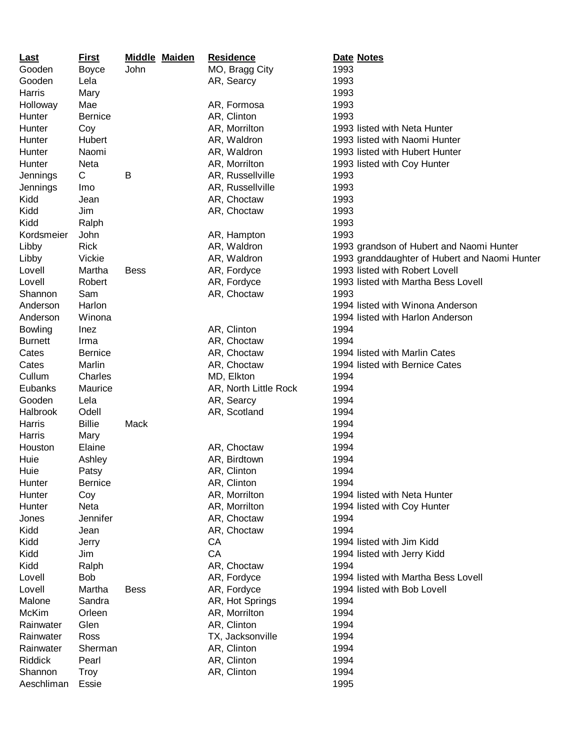| Last | First | Middle | Maiden | Residence | Date | Notes |
|---|---|---|---|---|---|---|
| Gooden | Boyce | John | | MO, Bragg City | 1993 | |
| Gooden | Lela | | | AR, Searcy | 1993 | |
| Harris | Mary | | | | 1993 | |
| Holloway | Mae | | | AR, Formosa | 1993 | |
| Hunter | Bernice | | | AR, Clinton | 1993 | |
| Hunter | Coy | | | AR, Morrilton | 1993 | listed with Neta Hunter |
| Hunter | Hubert | | | AR, Waldron | 1993 | listed with Naomi Hunter |
| Hunter | Naomi | | | AR, Waldron | 1993 | listed with Hubert Hunter |
| Hunter | Neta | | | AR, Morrilton | 1993 | listed with Coy Hunter |
| Jennings | C | B | | AR, Russellville | 1993 | |
| Jennings | Imo | | | AR, Russellville | 1993 | |
| Kidd | Jean | | | AR, Choctaw | 1993 | |
| Kidd | Jim | | | AR, Choctaw | 1993 | |
| Kidd | Ralph | | | | 1993 | |
| Kordsmeier | John | | | AR, Hampton | 1993 | |
| Libby | Rick | | | AR, Waldron | 1993 | grandson of Hubert and Naomi Hunter |
| Libby | Vickie | | | AR, Waldron | 1993 | granddaughter of Hubert and Naomi Hunter |
| Lovell | Martha | Bess | | AR, Fordyce | 1993 | listed with Robert Lovell |
| Lovell | Robert | | | AR, Fordyce | 1993 | listed with Martha Bess Lovell |
| Shannon | Sam | | | AR, Choctaw | 1993 | |
| Anderson | Harlon | | | | 1994 | listed with Winona Anderson |
| Anderson | Winona | | | | 1994 | listed with Harlon Anderson |
| Bowling | Inez | | | AR, Clinton | 1994 | |
| Burnett | Irma | | | AR, Choctaw | 1994 | |
| Cates | Bernice | | | AR, Choctaw | 1994 | listed with Marlin Cates |
| Cates | Marlin | | | AR, Choctaw | 1994 | listed with Bernice Cates |
| Cullum | Charles | | | MD, Elkton | 1994 | |
| Eubanks | Maurice | | | AR, North Little Rock | 1994 | |
| Gooden | Lela | | | AR, Searcy | 1994 | |
| Halbrook | Odell | | | AR, Scotland | 1994 | |
| Harris | Billie | Mack | | | 1994 | |
| Harris | Mary | | | | 1994 | |
| Houston | Elaine | | | AR, Choctaw | 1994 | |
| Huie | Ashley | | | AR, Birdtown | 1994 | |
| Huie | Patsy | | | AR, Clinton | 1994 | |
| Hunter | Bernice | | | AR, Clinton | 1994 | |
| Hunter | Coy | | | AR, Morrilton | 1994 | listed with Neta Hunter |
| Hunter | Neta | | | AR, Morrilton | 1994 | listed with Coy Hunter |
| Jones | Jennifer | | | AR, Choctaw | 1994 | |
| Kidd | Jean | | | AR, Choctaw | 1994 | |
| Kidd | Jerry | | | CA | 1994 | listed with Jim Kidd |
| Kidd | Jim | | | CA | 1994 | listed with Jerry Kidd |
| Kidd | Ralph | | | AR, Choctaw | 1994 | |
| Lovell | Bob | | | AR, Fordyce | 1994 | listed with Martha Bess Lovell |
| Lovell | Martha | Bess | | AR, Fordyce | 1994 | listed with Bob Lovell |
| Malone | Sandra | | | AR, Hot Springs | 1994 | |
| McKim | Orleen | | | AR, Morrilton | 1994 | |
| Rainwater | Glen | | | AR, Clinton | 1994 | |
| Rainwater | Ross | | | TX, Jacksonville | 1994 | |
| Rainwater | Sherman | | | AR, Clinton | 1994 | |
| Riddick | Pearl | | | AR, Clinton | 1994 | |
| Shannon | Troy | | | AR, Clinton | 1994 | |
| Aeschliman | Essie | | | | 1995 | |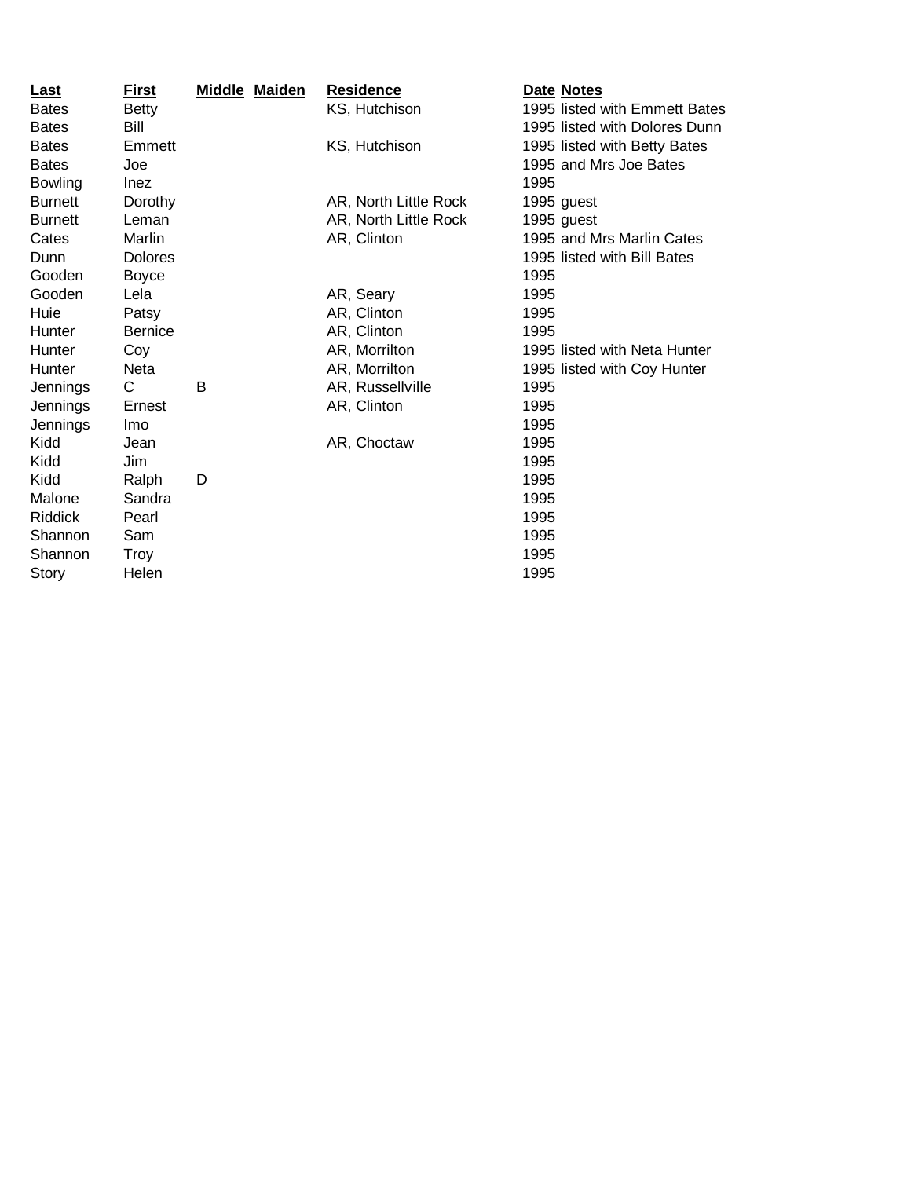| Last | First | Middle | Maiden | Residence | Date | Notes |
|---|---|---|---|---|---|---|
| Bates | Betty | | | KS, Hutchison | 1995 | listed with Emmett Bates |
| Bates | Bill | | | | 1995 | listed with Dolores Dunn |
| Bates | Emmett | | | KS, Hutchison | 1995 | listed with Betty Bates |
| Bates | Joe | | | | 1995 | and Mrs Joe Bates |
| Bowling | Inez | | | | 1995 | |
| Burnett | Dorothy | | | AR, North Little Rock | 1995 | guest |
| Burnett | Leman | | | AR, North Little Rock | 1995 | guest |
| Cates | Marlin | | | AR, Clinton | 1995 | and Mrs Marlin Cates |
| Dunn | Dolores | | | | 1995 | listed with Bill Bates |
| Gooden | Boyce | | | | 1995 | |
| Gooden | Lela | | | AR, Seary | 1995 | |
| Huie | Patsy | | | AR, Clinton | 1995 | |
| Hunter | Bernice | | | AR, Clinton | 1995 | |
| Hunter | Coy | | | AR, Morrilton | 1995 | listed with Neta Hunter |
| Hunter | Neta | | | AR, Morrilton | 1995 | listed with Coy Hunter |
| Jennings | C | B | | AR, Russellville | 1995 | |
| Jennings | Ernest | | | AR, Clinton | 1995 | |
| Jennings | Imo | | | | 1995 | |
| Kidd | Jean | | | AR, Choctaw | 1995 | |
| Kidd | Jim | | | | 1995 | |
| Kidd | Ralph | D | | | 1995 | |
| Malone | Sandra | | | | 1995 | |
| Riddick | Pearl | | | | 1995 | |
| Shannon | Sam | | | | 1995 | |
| Shannon | Troy | | | | 1995 | |
| Story | Helen | | | | 1995 | |